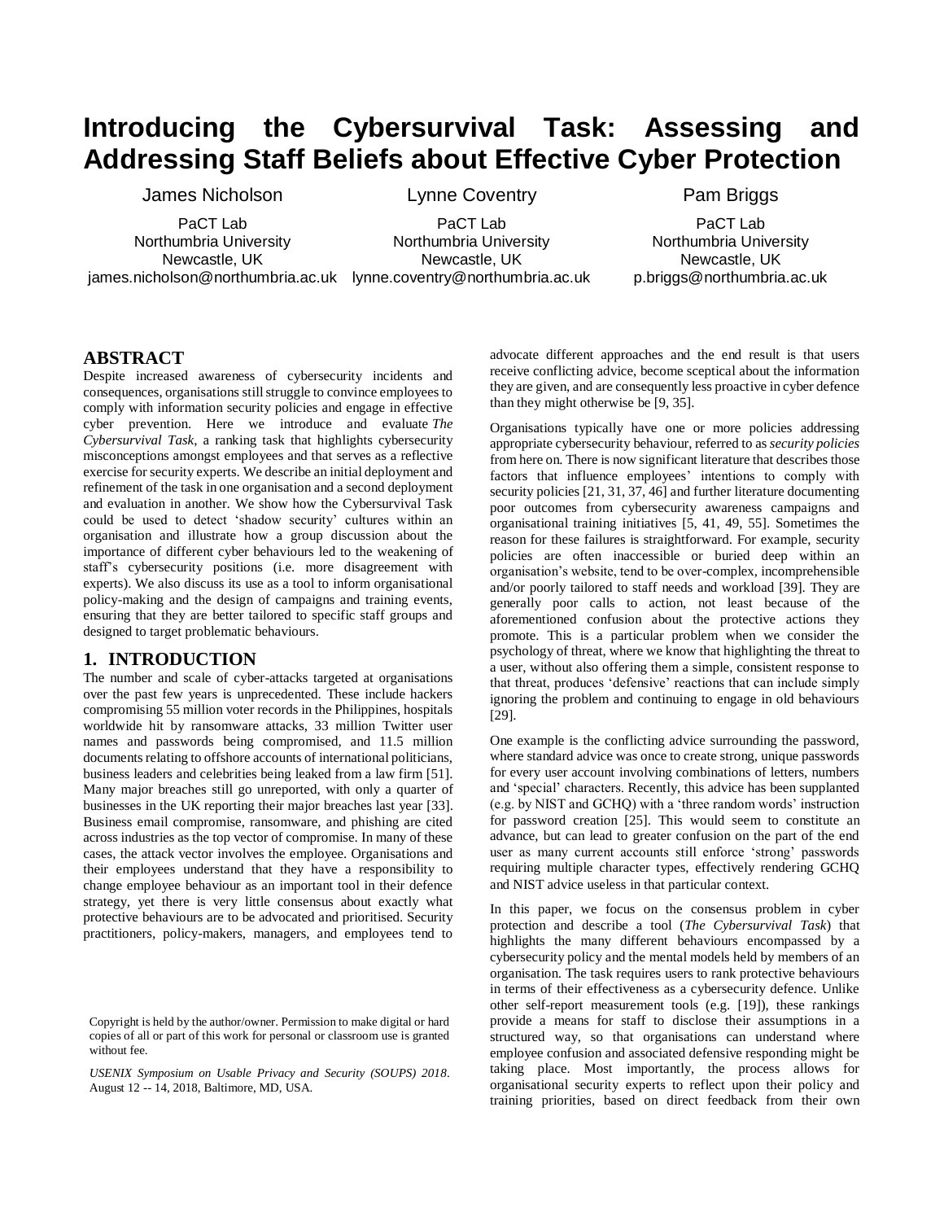# Introducing the Cybersurvival Task: Assessing and Addressing Staff Beliefs about Effective Cyber Protection

James Nicholson
PaCT Lab
Northumbria University
Newcastle, UK
james.nicholson@northumbria.ac.uk

Lynne Coventry
PaCT Lab
Northumbria University
Newcastle, UK
lynne.coventry@northumbria.ac.uk

Pam Briggs
PaCT Lab
Northumbria University
Newcastle, UK
p.briggs@northumbria.ac.uk

## ABSTRACT

Despite increased awareness of cybersecurity incidents and consequences, organisations still struggle to convince employees to comply with information security policies and engage in effective cyber prevention. Here we introduce and evaluate *The Cybersurvival Task*, a ranking task that highlights cybersecurity misconceptions amongst employees and that serves as a reflective exercise for security experts. We describe an initial deployment and refinement of the task in one organisation and a second deployment and evaluation in another. We show how the Cybersurvival Task could be used to detect 'shadow security' cultures within an organisation and illustrate how a group discussion about the importance of different cyber behaviours led to the weakening of staff's cybersecurity positions (i.e. more disagreement with experts). We also discuss its use as a tool to inform organisational policy-making and the design of campaigns and training events, ensuring that they are better tailored to specific staff groups and designed to target problematic behaviours.

## 1. INTRODUCTION

The number and scale of cyber-attacks targeted at organisations over the past few years is unprecedented. These include hackers compromising 55 million voter records in the Philippines, hospitals worldwide hit by ransomware attacks, 33 million Twitter user names and passwords being compromised, and 11.5 million documents relating to offshore accounts of international politicians, business leaders and celebrities being leaked from a law firm [51]. Many major breaches still go unreported, with only a quarter of businesses in the UK reporting their major breaches last year [33]. Business email compromise, ransomware, and phishing are cited across industries as the top vector of compromise. In many of these cases, the attack vector involves the employee. Organisations and their employees understand that they have a responsibility to change employee behaviour as an important tool in their defence strategy, yet there is very little consensus about exactly what protective behaviours are to be advocated and prioritised. Security practitioners, policy-makers, managers, and employees tend to advocate different approaches and the end result is that users receive conflicting advice, become sceptical about the information they are given, and are consequently less proactive in cyber defence than they might otherwise be [9, 35].

Organisations typically have one or more policies addressing appropriate cybersecurity behaviour, referred to as *security policies* from here on. There is now significant literature that describes those factors that influence employees' intentions to comply with security policies [21, 31, 37, 46] and further literature documenting poor outcomes from cybersecurity awareness campaigns and organisational training initiatives [5, 41, 49, 55]. Sometimes the reason for these failures is straightforward. For example, security policies are often inaccessible or buried deep within an organisation's website, tend to be over-complex, incomprehensible and/or poorly tailored to staff needs and workload [39]. They are generally poor calls to action, not least because of the aforementioned confusion about the protective actions they promote. This is a particular problem when we consider the psychology of threat, where we know that highlighting the threat to a user, without also offering them a simple, consistent response to that threat, produces 'defensive' reactions that can include simply ignoring the problem and continuing to engage in old behaviours [29].

One example is the conflicting advice surrounding the password, where standard advice was once to create strong, unique passwords for every user account involving combinations of letters, numbers and 'special' characters. Recently, this advice has been supplanted (e.g. by NIST and GCHQ) with a 'three random words' instruction for password creation [25]. This would seem to constitute an advance, but can lead to greater confusion on the part of the end user as many current accounts still enforce 'strong' passwords requiring multiple character types, effectively rendering GCHQ and NIST advice useless in that particular context.

In this paper, we focus on the consensus problem in cyber protection and describe a tool (*The Cybersurvival Task*) that highlights the many different behaviours encompassed by a cybersecurity policy and the mental models held by members of an organisation. The task requires users to rank protective behaviours in terms of their effectiveness as a cybersecurity defence. Unlike other self-report measurement tools (e.g. [19]), these rankings provide a means for staff to disclose their assumptions in a structured way, so that organisations can understand where employee confusion and associated defensive responding might be taking place. Most importantly, the process allows for organisational security experts to reflect upon their policy and training priorities, based on direct feedback from their own

Copyright is held by the author/owner. Permission to make digital or hard copies of all or part of this work for personal or classroom use is granted without fee.

*USENIX Symposium on Usable Privacy and Security (SOUPS) 2018*. August 12 -- 14, 2018, Baltimore, MD, USA.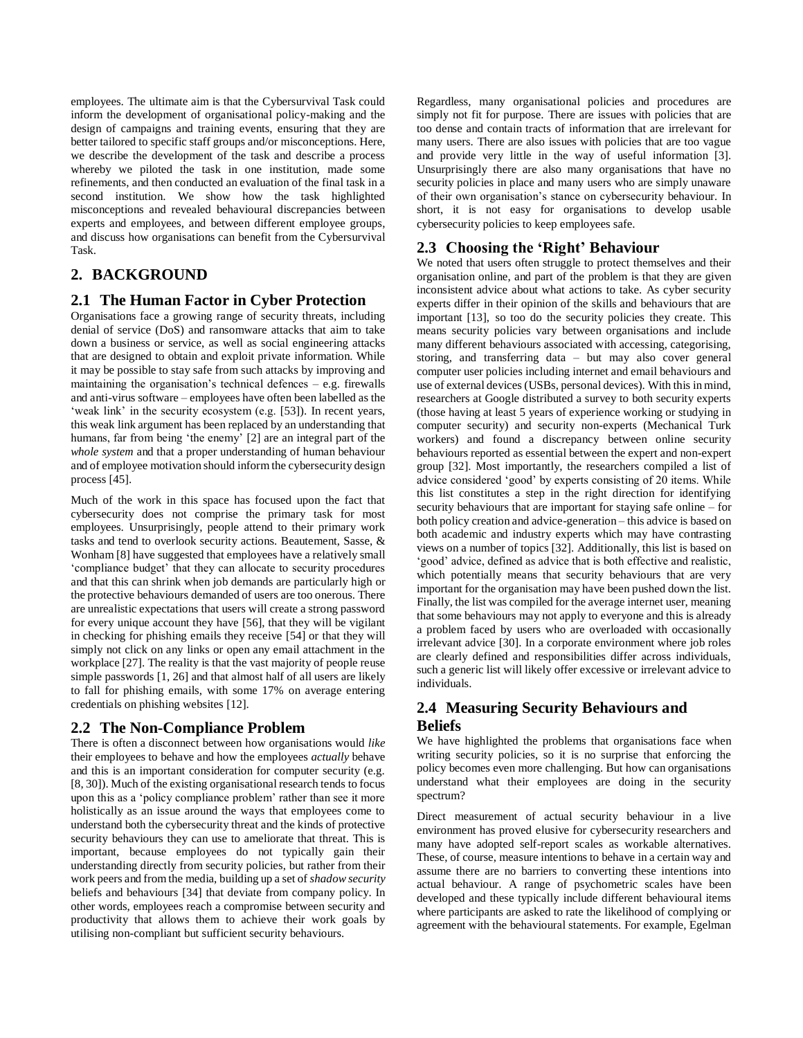employees. The ultimate aim is that the Cybersurvival Task could inform the development of organisational policy-making and the design of campaigns and training events, ensuring that they are better tailored to specific staff groups and/or misconceptions. Here, we describe the development of the task and describe a process whereby we piloted the task in one institution, made some refinements, and then conducted an evaluation of the final task in a second institution. We show how the task highlighted misconceptions and revealed behavioural discrepancies between experts and employees, and between different employee groups, and discuss how organisations can benefit from the Cybersurvival Task.

## 2. BACKGROUND

### 2.1 The Human Factor in Cyber Protection

Organisations face a growing range of security threats, including denial of service (DoS) and ransomware attacks that aim to take down a business or service, as well as social engineering attacks that are designed to obtain and exploit private information. While it may be possible to stay safe from such attacks by improving and maintaining the organisation's technical defences – e.g. firewalls and anti-virus software – employees have often been labelled as the 'weak link' in the security ecosystem (e.g. [53]). In recent years, this weak link argument has been replaced by an understanding that humans, far from being 'the enemy' [2] are an integral part of the *whole system* and that a proper understanding of human behaviour and of employee motivation should inform the cybersecurity design process [45].

Much of the work in this space has focused upon the fact that cybersecurity does not comprise the primary task for most employees. Unsurprisingly, people attend to their primary work tasks and tend to overlook security actions. Beautement, Sasse, & Wonham [8] have suggested that employees have a relatively small 'compliance budget' that they can allocate to security procedures and that this can shrink when job demands are particularly high or the protective behaviours demanded of users are too onerous. There are unrealistic expectations that users will create a strong password for every unique account they have [56], that they will be vigilant in checking for phishing emails they receive [54] or that they will simply not click on any links or open any email attachment in the workplace [27]. The reality is that the vast majority of people reuse simple passwords [1, 26] and that almost half of all users are likely to fall for phishing emails, with some 17% on average entering credentials on phishing websites [12].

### 2.2 The Non-Compliance Problem

There is often a disconnect between how organisations would *like* their employees to behave and how the employees *actually* behave and this is an important consideration for computer security (e.g. [8, 30]). Much of the existing organisational research tends to focus upon this as a 'policy compliance problem' rather than see it more holistically as an issue around the ways that employees come to understand both the cybersecurity threat and the kinds of protective security behaviours they can use to ameliorate that threat. This is important, because employees do not typically gain their understanding directly from security policies, but rather from their work peers and from the media, building up a set of *shadow security* beliefs and behaviours [34] that deviate from company policy. In other words, employees reach a compromise between security and productivity that allows them to achieve their work goals by utilising non-compliant but sufficient security behaviours.

Regardless, many organisational policies and procedures are simply not fit for purpose. There are issues with policies that are too dense and contain tracts of information that are irrelevant for many users. There are also issues with policies that are too vague and provide very little in the way of useful information [3]. Unsurprisingly there are also many organisations that have no security policies in place and many users who are simply unaware of their own organisation's stance on cybersecurity behaviour. In short, it is not easy for organisations to develop usable cybersecurity policies to keep employees safe.

### 2.3 Choosing the 'Right' Behaviour

We noted that users often struggle to protect themselves and their organisation online, and part of the problem is that they are given inconsistent advice about what actions to take. As cyber security experts differ in their opinion of the skills and behaviours that are important [13], so too do the security policies they create. This means security policies vary between organisations and include many different behaviours associated with accessing, categorising, storing, and transferring data – but may also cover general computer user policies including internet and email behaviours and use of external devices (USBs, personal devices). With this in mind, researchers at Google distributed a survey to both security experts (those having at least 5 years of experience working or studying in computer security) and security non-experts (Mechanical Turk workers) and found a discrepancy between online security behaviours reported as essential between the expert and non-expert group [32]. Most importantly, the researchers compiled a list of advice considered 'good' by experts consisting of 20 items. While this list constitutes a step in the right direction for identifying security behaviours that are important for staying safe online – for both policy creation and advice-generation – this advice is based on both academic and industry experts which may have contrasting views on a number of topics [32]. Additionally, this list is based on 'good' advice, defined as advice that is both effective and realistic, which potentially means that security behaviours that are very important for the organisation may have been pushed down the list. Finally, the list was compiled for the average internet user, meaning that some behaviours may not apply to everyone and this is already a problem faced by users who are overloaded with occasionally irrelevant advice [30]. In a corporate environment where job roles are clearly defined and responsibilities differ across individuals, such a generic list will likely offer excessive or irrelevant advice to individuals.

### 2.4 Measuring Security Behaviours and Beliefs

We have highlighted the problems that organisations face when writing security policies, so it is no surprise that enforcing the policy becomes even more challenging. But how can organisations understand what their employees are doing in the security spectrum?

Direct measurement of actual security behaviour in a live environment has proved elusive for cybersecurity researchers and many have adopted self-report scales as workable alternatives. These, of course, measure intentions to behave in a certain way and assume there are no barriers to converting these intentions into actual behaviour. A range of psychometric scales have been developed and these typically include different behavioural items where participants are asked to rate the likelihood of complying or agreement with the behavioural statements. For example, Egelman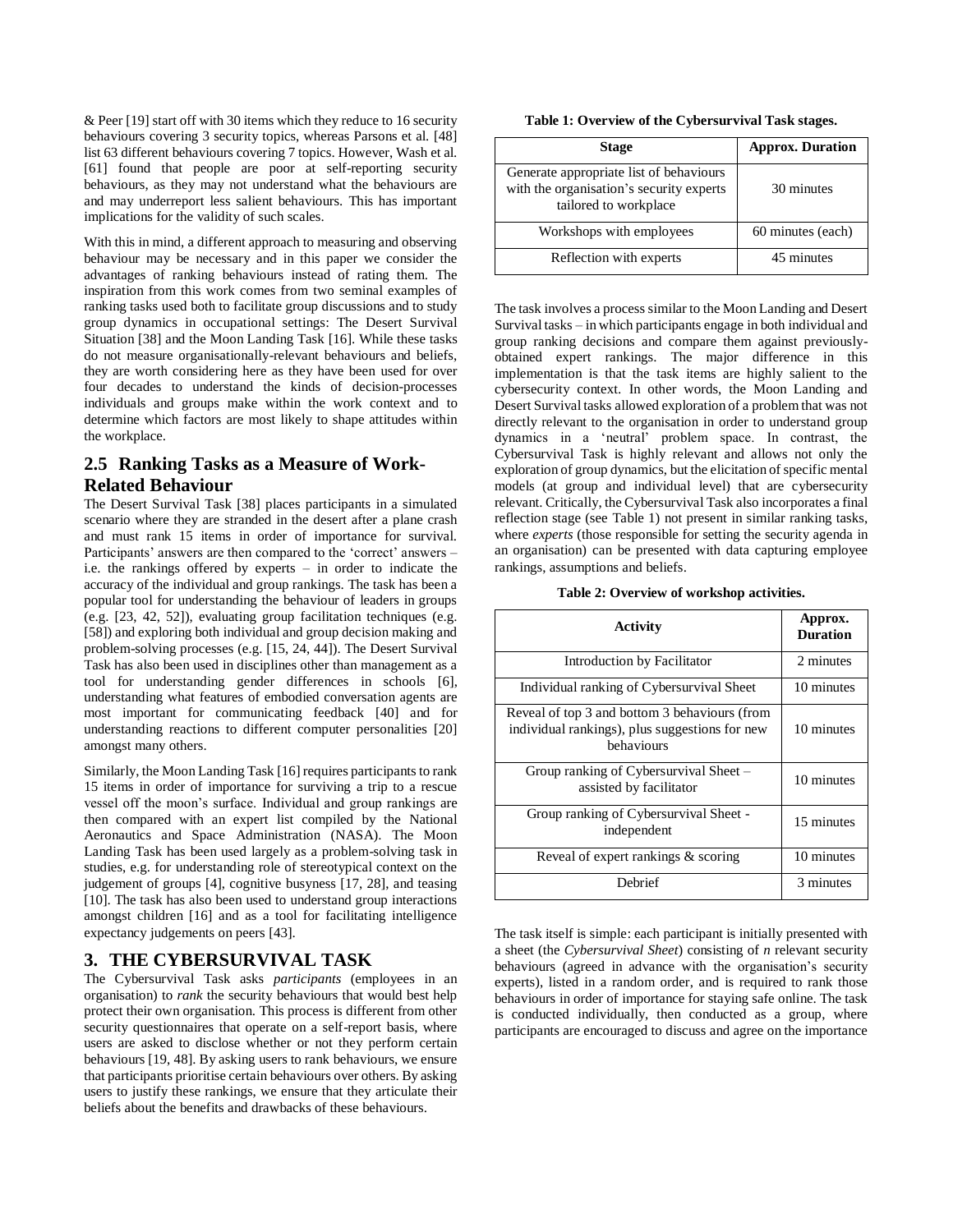& Peer [19] start off with 30 items which they reduce to 16 security behaviours covering 3 security topics, whereas Parsons et al. [48] list 63 different behaviours covering 7 topics. However, Wash et al. [61] found that people are poor at self-reporting security behaviours, as they may not understand what the behaviours are and may underreport less salient behaviours. This has important implications for the validity of such scales.

With this in mind, a different approach to measuring and observing behaviour may be necessary and in this paper we consider the advantages of ranking behaviours instead of rating them. The inspiration from this work comes from two seminal examples of ranking tasks used both to facilitate group discussions and to study group dynamics in occupational settings: The Desert Survival Situation [38] and the Moon Landing Task [16]. While these tasks do not measure organisationally-relevant behaviours and beliefs, they are worth considering here as they have been used for over four decades to understand the kinds of decision-processes individuals and groups make within the work context and to determine which factors are most likely to shape attitudes within the workplace.

## 2.5 Ranking Tasks as a Measure of Work-Related Behaviour

The Desert Survival Task [38] places participants in a simulated scenario where they are stranded in the desert after a plane crash and must rank 15 items in order of importance for survival. Participants' answers are then compared to the 'correct' answers – i.e. the rankings offered by experts – in order to indicate the accuracy of the individual and group rankings. The task has been a popular tool for understanding the behaviour of leaders in groups (e.g. [23, 42, 52]), evaluating group facilitation techniques (e.g. [58]) and exploring both individual and group decision making and problem-solving processes (e.g. [15, 24, 44]). The Desert Survival Task has also been used in disciplines other than management as a tool for understanding gender differences in schools [6], understanding what features of embodied conversation agents are most important for communicating feedback [40] and for understanding reactions to different computer personalities [20] amongst many others.

Similarly, the Moon Landing Task [16] requires participants to rank 15 items in order of importance for surviving a trip to a rescue vessel off the moon's surface. Individual and group rankings are then compared with an expert list compiled by the National Aeronautics and Space Administration (NASA). The Moon Landing Task has been used largely as a problem-solving task in studies, e.g. for understanding role of stereotypical context on the judgement of groups [4], cognitive busyness [17, 28], and teasing [10]. The task has also been used to understand group interactions amongst children [16] and as a tool for facilitating intelligence expectancy judgements on peers [43].

# 3. THE CYBERSURVIVAL TASK

The Cybersurvival Task asks *participants* (employees in an organisation) to *rank* the security behaviours that would best help protect their own organisation. This process is different from other security questionnaires that operate on a self-report basis, where users are asked to disclose whether or not they perform certain behaviours [19, 48]. By asking users to rank behaviours, we ensure that participants prioritise certain behaviours over others. By asking users to justify these rankings, we ensure that they articulate their beliefs about the benefits and drawbacks of these behaviours.

**Table 1: Overview of the Cybersurvival Task stages.**

| Stage | Approx. Duration |
|---|---|
| Generate appropriate list of behaviours with the organisation's security experts tailored to workplace | 30 minutes |
| Workshops with employees | 60 minutes (each) |
| Reflection with experts | 45 minutes |

The task involves a process similar to the Moon Landing and Desert Survival tasks – in which participants engage in both individual and group ranking decisions and compare them against previously-obtained expert rankings. The major difference in this implementation is that the task items are highly salient to the cybersecurity context. In other words, the Moon Landing and Desert Survival tasks allowed exploration of a problem that was not directly relevant to the organisation in order to understand group dynamics in a 'neutral' problem space. In contrast, the Cybersurvival Task is highly relevant and allows not only the exploration of group dynamics, but the elicitation of specific mental models (at group and individual level) that are cybersecurity relevant. Critically, the Cybersurvival Task also incorporates a final reflection stage (see Table 1) not present in similar ranking tasks, where *experts* (those responsible for setting the security agenda in an organisation) can be presented with data capturing employee rankings, assumptions and beliefs.

**Table 2: Overview of workshop activities.**

| Activity | Approx. Duration |
|---|---|
| Introduction by Facilitator | 2 minutes |
| Individual ranking of Cybersurvival Sheet | 10 minutes |
| Reveal of top 3 and bottom 3 behaviours (from individual rankings), plus suggestions for new behaviours | 10 minutes |
| Group ranking of Cybersurvival Sheet – assisted by facilitator | 10 minutes |
| Group ranking of Cybersurvival Sheet - independent | 15 minutes |
| Reveal of expert rankings & scoring | 10 minutes |
| Debrief | 3 minutes |

The task itself is simple: each participant is initially presented with a sheet (the *Cybersurvival Sheet*) consisting of *n* relevant security behaviours (agreed in advance with the organisation's security experts), listed in a random order, and is required to rank those behaviours in order of importance for staying safe online. The task is conducted individually, then conducted as a group, where participants are encouraged to discuss and agree on the importance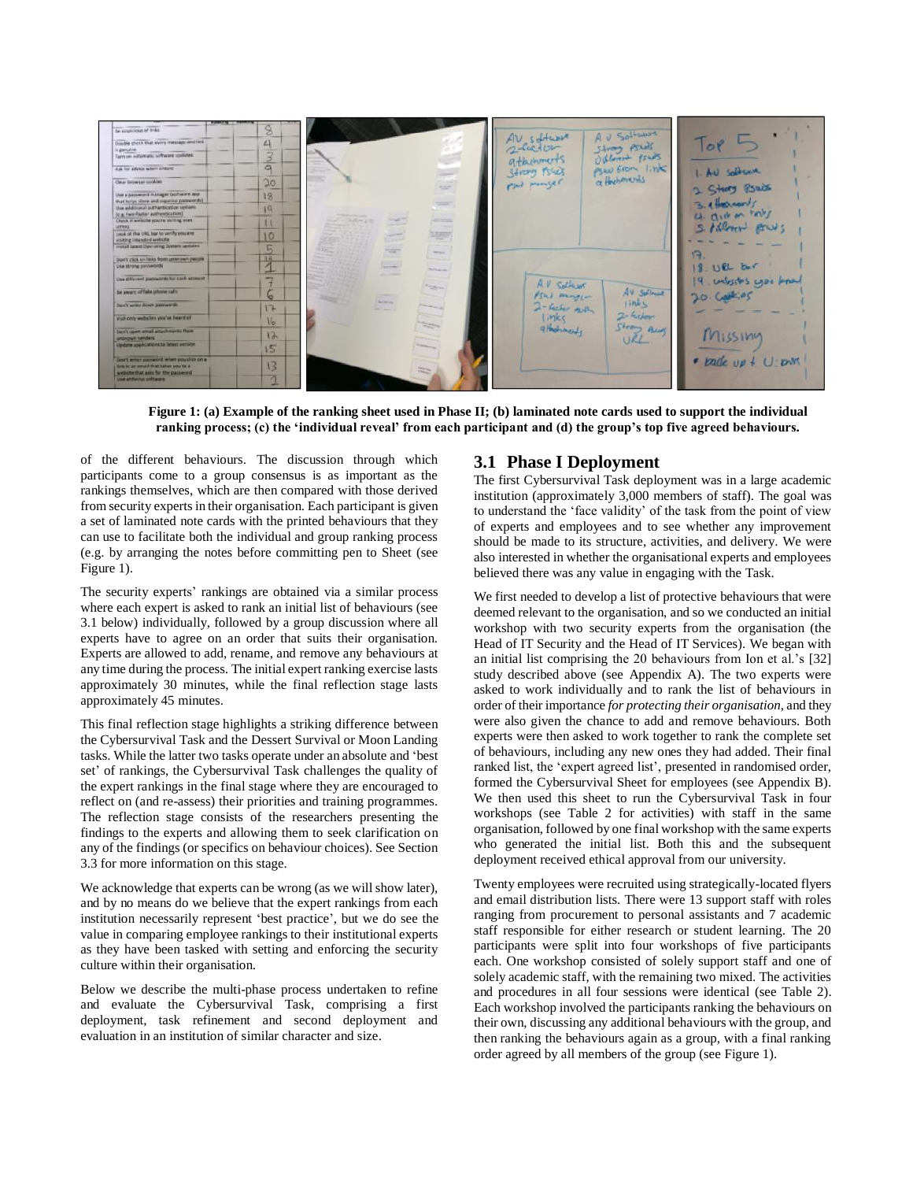Figure 1: (a) Example of the ranking sheet used in Phase II; (b) laminated note cards used to support the individual ranking process; (c) the 'individual reveal' from each participant and (d) the group's top five agreed behaviours.

of the different behaviours. The discussion through which participants come to a group consensus is as important as the rankings themselves, which are then compared with those derived from security experts in their organisation. Each participant is given a set of laminated note cards with the printed behaviours that they can use to facilitate both the individual and group ranking process (e.g. by arranging the notes before committing pen to Sheet (see Figure 1).

The security experts' rankings are obtained via a similar process where each expert is asked to rank an initial list of behaviours (see 3.1 below) individually, followed by a group discussion where all experts have to agree on an order that suits their organisation. Experts are allowed to add, rename, and remove any behaviours at any time during the process. The initial expert ranking exercise lasts approximately 30 minutes, while the final reflection stage lasts approximately 45 minutes.

This final reflection stage highlights a striking difference between the Cybersurvival Task and the Dessert Survival or Moon Landing tasks. While the latter two tasks operate under an absolute and 'best set' of rankings, the Cybersurvival Task challenges the quality of the expert rankings in the final stage where they are encouraged to reflect on (and re-assess) their priorities and training programmes. The reflection stage consists of the researchers presenting the findings to the experts and allowing them to seek clarification on any of the findings (or specifics on behaviour choices). See Section 3.3 for more information on this stage.

We acknowledge that experts can be wrong (as we will show later), and by no means do we believe that the expert rankings from each institution necessarily represent 'best practice', but we do see the value in comparing employee rankings to their institutional experts as they have been tasked with setting and enforcing the security culture within their organisation.

Below we describe the multi-phase process undertaken to refine and evaluate the Cybersurvival Task, comprising a first deployment, task refinement and second deployment and evaluation in an institution of similar character and size.

## 3.1 Phase I Deployment

The first Cybersurvival Task deployment was in a large academic institution (approximately 3,000 members of staff). The goal was to understand the 'face validity' of the task from the point of view of experts and employees and to see whether any improvement should be made to its structure, activities, and delivery. We were also interested in whether the organisational experts and employees believed there was any value in engaging with the Task.

We first needed to develop a list of protective behaviours that were deemed relevant to the organisation, and so we conducted an initial workshop with two security experts from the organisation (the Head of IT Security and the Head of IT Services). We began with an initial list comprising the 20 behaviours from Ion et al.'s [32] study described above (see Appendix A). The two experts were asked to work individually and to rank the list of behaviours in order of their importance *for protecting their organisation*, and they were also given the chance to add and remove behaviours. Both experts were then asked to work together to rank the complete set of behaviours, including any new ones they had added. Their final ranked list, the 'expert agreed list', presented in randomised order, formed the Cybersurvival Sheet for employees (see Appendix B). We then used this sheet to run the Cybersurvival Task in four workshops (see Table 2 for activities) with staff in the same organisation, followed by one final workshop with the same experts who generated the initial list. Both this and the subsequent deployment received ethical approval from our university.

Twenty employees were recruited using strategically-located flyers and email distribution lists. There were 13 support staff with roles ranging from procurement to personal assistants and 7 academic staff responsible for either research or student learning. The 20 participants were split into four workshops of five participants each. One workshop consisted of solely support staff and one of solely academic staff, with the remaining two mixed. The activities and procedures in all four sessions were identical (see Table 2). Each workshop involved the participants ranking the behaviours on their own, discussing any additional behaviours with the group, and then ranking the behaviours again as a group, with a final ranking order agreed by all members of the group (see Figure 1).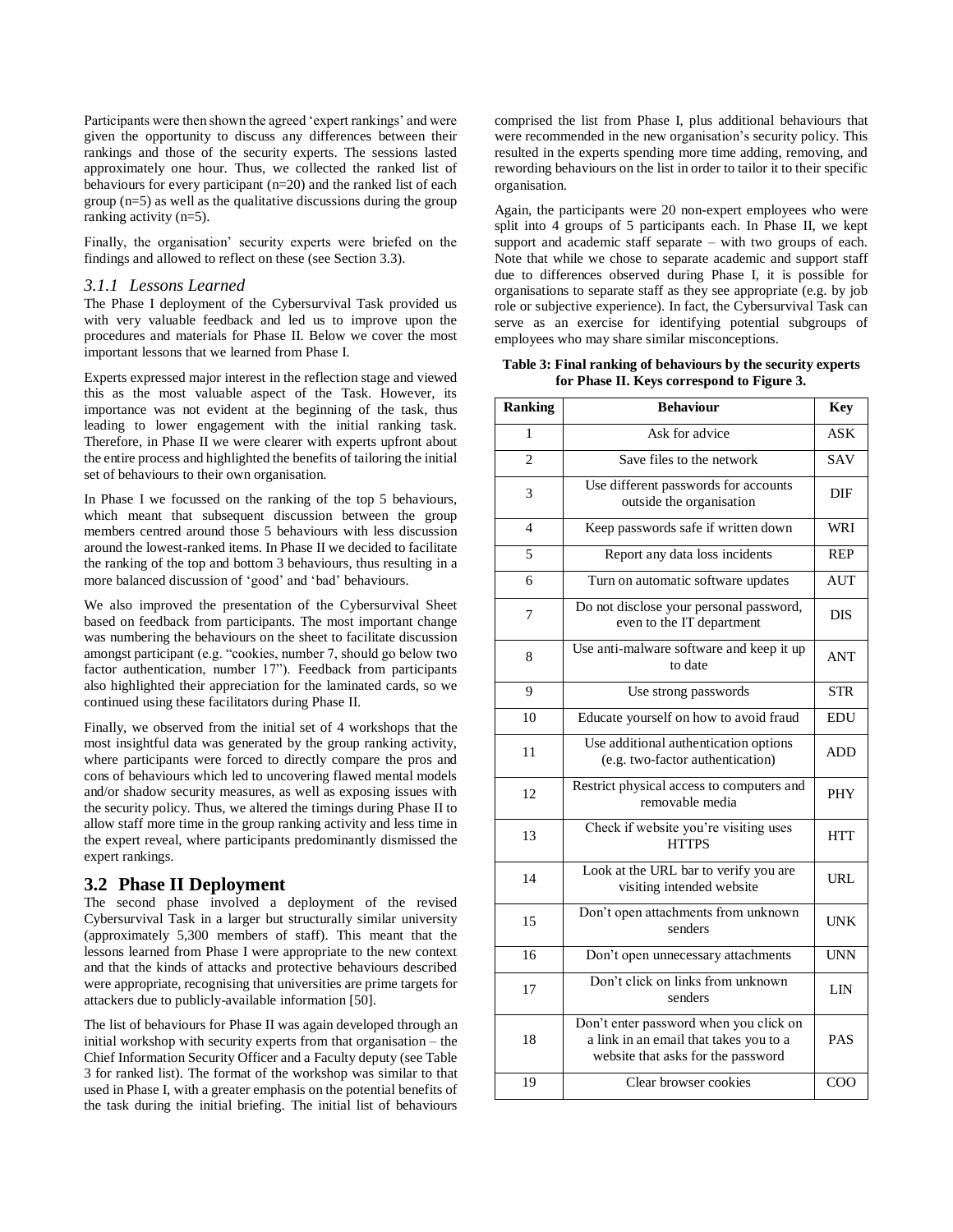Participants were then shown the agreed 'expert rankings' and were given the opportunity to discuss any differences between their rankings and those of the security experts. The sessions lasted approximately one hour. Thus, we collected the ranked list of behaviours for every participant (n=20) and the ranked list of each group (n=5) as well as the qualitative discussions during the group ranking activity (n=5).

Finally, the organisation' security experts were briefed on the findings and allowed to reflect on these (see Section 3.3).

#### *3.1.1 Lessons Learned*

The Phase I deployment of the Cybersurvival Task provided us with very valuable feedback and led us to improve upon the procedures and materials for Phase II. Below we cover the most important lessons that we learned from Phase I.

Experts expressed major interest in the reflection stage and viewed this as the most valuable aspect of the Task. However, its importance was not evident at the beginning of the task, thus leading to lower engagement with the initial ranking task. Therefore, in Phase II we were clearer with experts upfront about the entire process and highlighted the benefits of tailoring the initial set of behaviours to their own organisation.

In Phase I we focussed on the ranking of the top 5 behaviours, which meant that subsequent discussion between the group members centred around those 5 behaviours with less discussion around the lowest-ranked items. In Phase II we decided to facilitate the ranking of the top and bottom 3 behaviours, thus resulting in a more balanced discussion of 'good' and 'bad' behaviours.

We also improved the presentation of the Cybersurvival Sheet based on feedback from participants. The most important change was numbering the behaviours on the sheet to facilitate discussion amongst participant (e.g. "cookies, number 7, should go below two factor authentication, number 17"). Feedback from participants also highlighted their appreciation for the laminated cards, so we continued using these facilitators during Phase II.

Finally, we observed from the initial set of 4 workshops that the most insightful data was generated by the group ranking activity, where participants were forced to directly compare the pros and cons of behaviours which led to uncovering flawed mental models and/or shadow security measures, as well as exposing issues with the security policy. Thus, we altered the timings during Phase II to allow staff more time in the group ranking activity and less time in the expert reveal, where participants predominantly dismissed the expert rankings.

### 3.2 Phase II Deployment

The second phase involved a deployment of the revised Cybersurvival Task in a larger but structurally similar university (approximately 5,300 members of staff). This meant that the lessons learned from Phase I were appropriate to the new context and that the kinds of attacks and protective behaviours described were appropriate, recognising that universities are prime targets for attackers due to publicly-available information [50].

The list of behaviours for Phase II was again developed through an initial workshop with security experts from that organisation – the Chief Information Security Officer and a Faculty deputy (see Table 3 for ranked list). The format of the workshop was similar to that used in Phase I, with a greater emphasis on the potential benefits of the task during the initial briefing. The initial list of behaviours comprised the list from Phase I, plus additional behaviours that were recommended in the new organisation's security policy. This resulted in the experts spending more time adding, removing, and rewording behaviours on the list in order to tailor it to their specific organisation.

Again, the participants were 20 non-expert employees who were split into 4 groups of 5 participants each. In Phase II, we kept support and academic staff separate – with two groups of each. Note that while we chose to separate academic and support staff due to differences observed during Phase I, it is possible for organisations to separate staff as they see appropriate (e.g. by job role or subjective experience). In fact, the Cybersurvival Task can serve as an exercise for identifying potential subgroups of employees who may share similar misconceptions.

**Table 3: Final ranking of behaviours by the security experts for Phase II. Keys correspond to Figure 3.**

| Ranking | Behaviour | Key |
|---|---|---|
| 1 | Ask for advice | ASK |
| 2 | Save files to the network | SAV |
| 3 | Use different passwords for accounts outside the organisation | DIF |
| 4 | Keep passwords safe if written down | WRI |
| 5 | Report any data loss incidents | REP |
| 6 | Turn on automatic software updates | AUT |
| 7 | Do not disclose your personal password, even to the IT department | DIS |
| 8 | Use anti-malware software and keep it up to date | ANT |
| 9 | Use strong passwords | STR |
| 10 | Educate yourself on how to avoid fraud | EDU |
| 11 | Use additional authentication options (e.g. two-factor authentication) | ADD |
| 12 | Restrict physical access to computers and removable media | PHY |
| 13 | Check if website you're visiting uses HTTPS | HTT |
| 14 | Look at the URL bar to verify you are visiting intended website | URL |
| 15 | Don't open attachments from unknown senders | UNK |
| 16 | Don't open unnecessary attachments | UNN |
| 17 | Don't click on links from unknown senders | LIN |
| 18 | Don't enter password when you click on a link in an email that takes you to a website that asks for the password | PAS |
| 19 | Clear browser cookies | COO |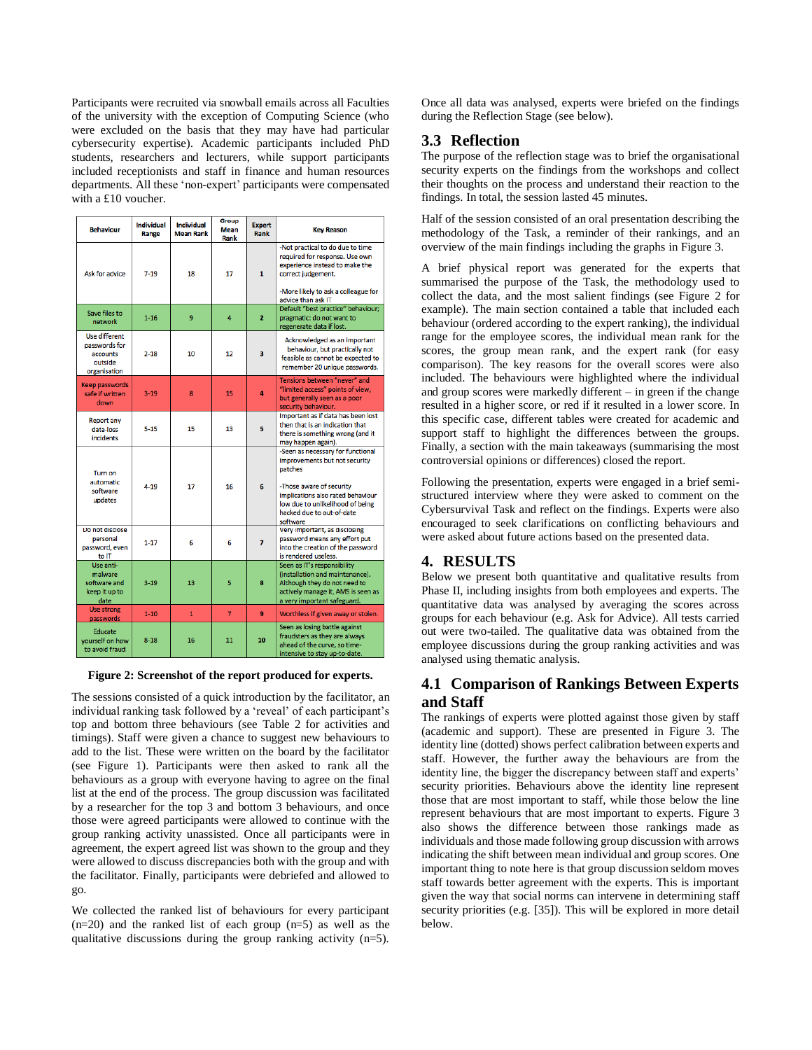Participants were recruited via snowball emails across all Faculties of the university with the exception of Computing Science (who were excluded on the basis that they may have had particular cybersecurity expertise). Academic participants included PhD students, researchers and lecturers, while support participants included receptionists and staff in finance and human resources departments. All these 'non-expert' participants were compensated with a £10 voucher.

| Behaviour | Individual Range | Individual Mean Rank | Group Mean Rank | Expert Rank | Key Reason |
|---|---|---|---|---|---|
| Ask for advice | 7-19 | 18 | 17 | 1 | -Not practical to do due to time required for response. Use own experience instead to make the correct judgement. -More likely to ask a colleague for advice than ask IT |
| Save files to network | 1-16 | 9 | 4 | 2 | Default "best practice" behaviour; pragmatic: do not want to regenerate data if lost. |
| Use different passwords for accounts outside organisation | 2-18 | 10 | 12 | 3 | Acknowledged as an important behaviour, but practically not feasible as cannot be expected to remember 20 unique passwords. |
| Keep passwords safe if written down | 3-19 | 8 | 15 | 4 | Tensions between "never" and "limited access" points of view, but generally seen as a poor security behaviour. |
| Report any data-loss incidents | 5-15 | 15 | 13 | 5 | Important as if data has been lost then that is an indication that there is something wrong (and it may happen again). |
| Turn on automatic software updates | 4-19 | 17 | 16 | 6 | -Seen as necessary for functional improvements but not security patches -Those aware of security implications also rated behaviour low due to unlikelihood of being hacked due to out-of-date software |
| Do not disclose personal password, even to IT | 1-17 | 6 | 6 | 7 | Very important, as disclosing password means any effort put into the creation of the password is rendered useless. |
| Use anti-malware software and keep it up to date | 3-19 | 13 | 5 | 8 | Seen as IT's responsibility (installation and maintenance). Although they do not need to actively manage it, AMS is seen as a very important safeguard. |
| Use strong passwords | 1-10 | 1 | 7 | 9 | Worthless if given away or stolen. |
| Educate yourself on how to avoid fraud | 8-18 | 16 | 11 | 10 | Seen as losing battle against fraudsters as they are always ahead of the curve, so time-intensive to stay up-to-date. |

**Figure 2: Screenshot of the report produced for experts.**

The sessions consisted of a quick introduction by the facilitator, an individual ranking task followed by a 'reveal' of each participant's top and bottom three behaviours (see Table 2 for activities and timings). Staff were given a chance to suggest new behaviours to add to the list. These were written on the board by the facilitator (see Figure 1). Participants were then asked to rank all the behaviours as a group with everyone having to agree on the final list at the end of the process. The group discussion was facilitated by a researcher for the top 3 and bottom 3 behaviours, and once those were agreed participants were allowed to continue with the group ranking activity unassisted. Once all participants were in agreement, the expert agreed list was shown to the group and they were allowed to discuss discrepancies both with the group and with the facilitator. Finally, participants were debriefed and allowed to go.

We collected the ranked list of behaviours for every participant (n=20) and the ranked list of each group (n=5) as well as the qualitative discussions during the group ranking activity (n=5).

Once all data was analysed, experts were briefed on the findings during the Reflection Stage (see below).

## 3.3 Reflection

The purpose of the reflection stage was to brief the organisational security experts on the findings from the workshops and collect their thoughts on the process and understand their reaction to the findings. In total, the session lasted 45 minutes.

Half of the session consisted of an oral presentation describing the methodology of the Task, a reminder of their rankings, and an overview of the main findings including the graphs in Figure 3.

A brief physical report was generated for the experts that summarised the purpose of the Task, the methodology used to collect the data, and the most salient findings (see Figure 2 for example). The main section contained a table that included each behaviour (ordered according to the expert ranking), the individual range for the employee scores, the individual mean rank for the scores, the group mean rank, and the expert rank (for easy comparison). The key reasons for the overall scores were also included. The behaviours were highlighted where the individual and group scores were markedly different – in green if the change resulted in a higher score, or red if it resulted in a lower score. In this specific case, different tables were created for academic and support staff to highlight the differences between the groups. Finally, a section with the main takeaways (summarising the most controversial opinions or differences) closed the report.

Following the presentation, experts were engaged in a brief semi-structured interview where they were asked to comment on the Cybersurvival Task and reflect on the findings. Experts were also encouraged to seek clarifications on conflicting behaviours and were asked about future actions based on the presented data.

# 4. RESULTS

Below we present both quantitative and qualitative results from Phase II, including insights from both employees and experts. The quantitative data was analysed by averaging the scores across groups for each behaviour (e.g. Ask for Advice). All tests carried out were two-tailed. The qualitative data was obtained from the employee discussions during the group ranking activities and was analysed using thematic analysis.

## 4.1 Comparison of Rankings Between Experts and Staff

The rankings of experts were plotted against those given by staff (academic and support). These are presented in Figure 3. The identity line (dotted) shows perfect calibration between experts and staff. However, the further away the behaviours are from the identity line, the bigger the discrepancy between staff and experts' security priorities. Behaviours above the identity line represent those that are most important to staff, while those below the line represent behaviours that are most important to experts. Figure 3 also shows the difference between those rankings made as individuals and those made following group discussion with arrows indicating the shift between mean individual and group scores. One important thing to note here is that group discussion seldom moves staff towards better agreement with the experts. This is important given the way that social norms can intervene in determining staff security priorities (e.g. [35]). This will be explored in more detail below.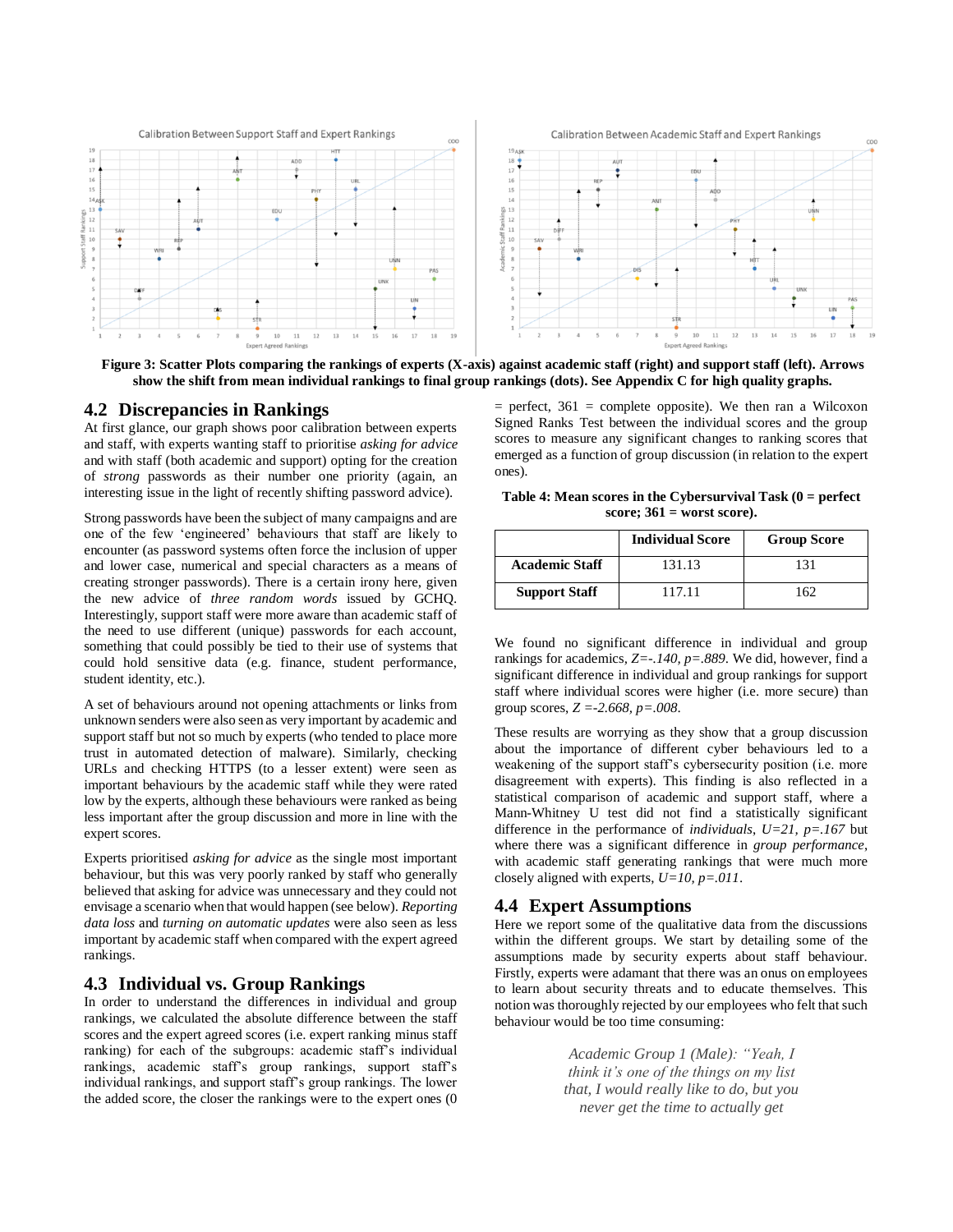**Figure 3: Scatter Plots comparing the rankings of experts (X-axis) against academic staff (right) and support staff (left). Arrows show the shift from mean individual rankings to final group rankings (dots). See Appendix C for high quality graphs.**

## 4.2 Discrepancies in Rankings

At first glance, our graph shows poor calibration between experts and staff, with experts wanting staff to prioritise *asking for advice* and with staff (both academic and support) opting for the creation of *strong* passwords as their number one priority (again, an interesting issue in the light of recently shifting password advice).

Strong passwords have been the subject of many campaigns and are one of the few 'engineered' behaviours that staff are likely to encounter (as password systems often force the inclusion of upper and lower case, numerical and special characters as a means of creating stronger passwords). There is a certain irony here, given the new advice of *three random words* issued by GCHQ. Interestingly, support staff were more aware than academic staff of the need to use different (unique) passwords for each account, something that could possibly be tied to their use of systems that could hold sensitive data (e.g. finance, student performance, student identity, etc.).

A set of behaviours around not opening attachments or links from unknown senders were also seen as very important by academic and support staff but not so much by experts (who tended to place more trust in automated detection of malware). Similarly, checking URLs and checking HTTPS (to a lesser extent) were seen as important behaviours by the academic staff while they were rated low by the experts, although these behaviours were ranked as being less important after the group discussion and more in line with the expert scores.

Experts prioritised *asking for advice* as the single most important behaviour, but this was very poorly ranked by staff who generally believed that asking for advice was unnecessary and they could not envisage a scenario when that would happen (see below). *Reporting data loss* and *turning on automatic updates* were also seen as less important by academic staff when compared with the expert agreed rankings.

## 4.3 Individual vs. Group Rankings

In order to understand the differences in individual and group rankings, we calculated the absolute difference between the staff scores and the expert agreed scores (i.e. expert ranking minus staff ranking) for each of the subgroups: academic staff's individual rankings, academic staff's group rankings, support staff's individual rankings, and support staff's group rankings. The lower the added score, the closer the rankings were to the expert ones (0 = perfect, 361 = complete opposite). We then ran a Wilcoxon Signed Ranks Test between the individual scores and the group scores to measure any significant changes to ranking scores that emerged as a function of group discussion (in relation to the expert ones).

**Table 4: Mean scores in the Cybersurvival Task (0 = perfect score; 361 = worst score).**

| | Individual Score | Group Score |
|---|---|---|
| **Academic Staff** | 131.13 | 131 |
| **Support Staff** | 117.11 | 162 |

We found no significant difference in individual and group rankings for academics, $Z=-.140$, $p=.889$. We did, however, find a significant difference in individual and group rankings for support staff where individual scores were higher (i.e. more secure) than group scores, $Z=-2.668$, $p=.008$.

These results are worrying as they show that a group discussion about the importance of different cyber behaviours led to a weakening of the support staff's cybersecurity position (i.e. more disagreement with experts). This finding is also reflected in a statistical comparison of academic and support staff, where a Mann-Whitney U test did not find a statistically significant difference in the performance of *individuals*, $U=21$, $p=.167$ but where there was a significant difference in *group performance*, with academic staff generating rankings that were much more closely aligned with experts, $U=10$, $p=.011$.

## 4.4 Expert Assumptions

Here we report some of the qualitative data from the discussions within the different groups. We start by detailing some of the assumptions made by security experts about staff behaviour. Firstly, experts were adamant that there was an onus on employees to learn about security threats and to educate themselves. This notion was thoroughly rejected by our employees who felt that such behaviour would be too time consuming:

> *Academic Group 1 (Male): "Yeah, I think it's one of the things on my list that, I would really like to do, but you never get the time to actually get*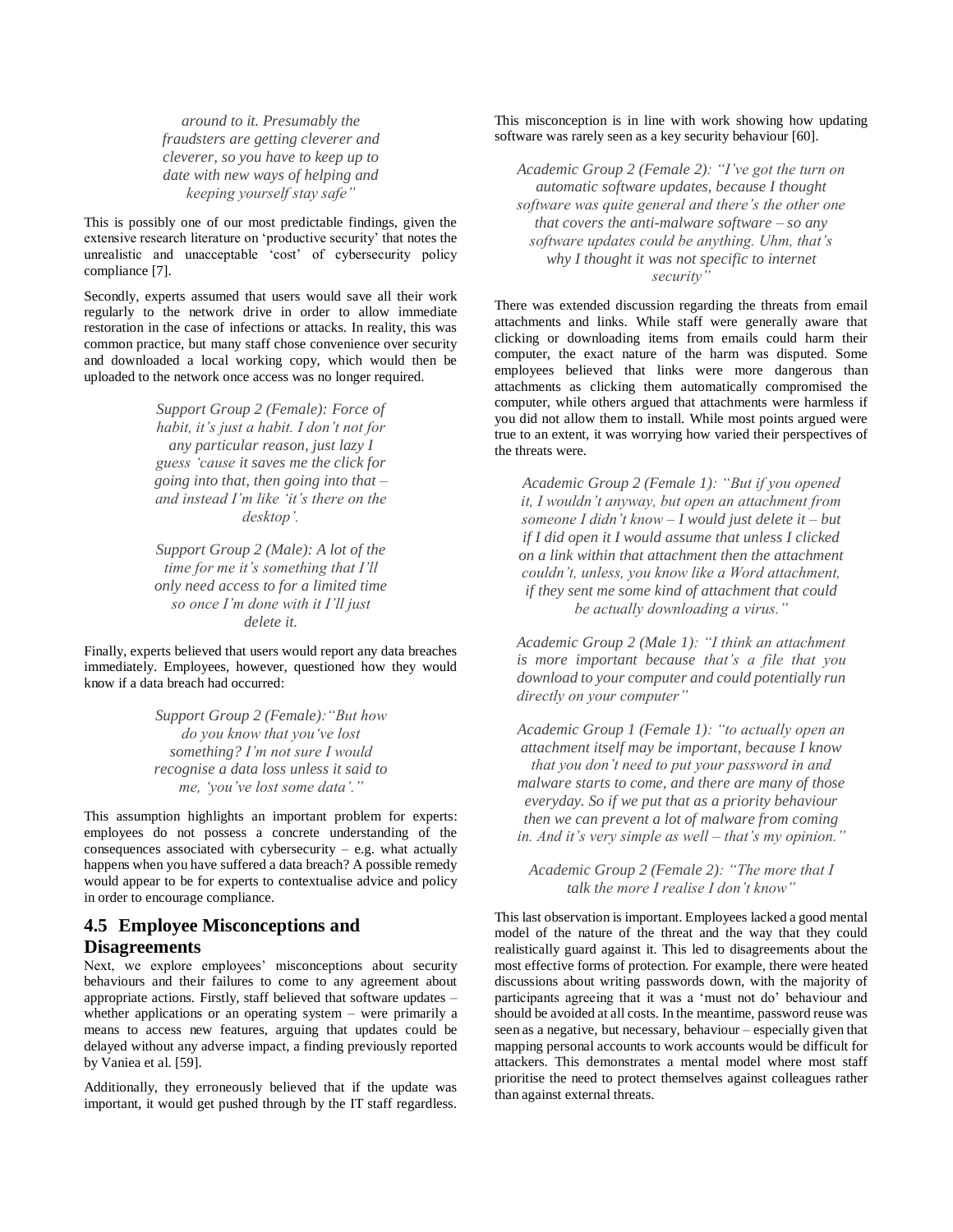*around to it. Presumably the fraudsters are getting cleverer and cleverer, so you have to keep up to date with new ways of helping and keeping yourself stay safe"*

This is possibly one of our most predictable findings, given the extensive research literature on 'productive security' that notes the unrealistic and unacceptable 'cost' of cybersecurity policy compliance [7].

Secondly, experts assumed that users would save all their work regularly to the network drive in order to allow immediate restoration in the case of infections or attacks. In reality, this was common practice, but many staff chose convenience over security and downloaded a local working copy, which would then be uploaded to the network once access was no longer required.

> *Support Group 2 (Female): Force of habit, it's just a habit. I don't not for any particular reason, just lazy I guess 'cause it saves me the click for going into that, then going into that – and instead I'm like 'it's there on the desktop'.*

> *Support Group 2 (Male): A lot of the time for me it's something that I'll only need access to for a limited time so once I'm done with it I'll just delete it.*

Finally, experts believed that users would report any data breaches immediately. Employees, however, questioned how they would know if a data breach had occurred:

> *Support Group 2 (Female): "But how do you know that you've lost something? I'm not sure I would recognise a data loss unless it said to me, 'you've lost some data'."*

This assumption highlights an important problem for experts: employees do not possess a concrete understanding of the consequences associated with cybersecurity – e.g. what actually happens when you have suffered a data breach? A possible remedy would appear to be for experts to contextualise advice and policy in order to encourage compliance.

## 4.5 Employee Misconceptions and Disagreements

Next, we explore employees' misconceptions about security behaviours and their failures to come to any agreement about appropriate actions. Firstly, staff believed that software updates – whether applications or an operating system – were primarily a means to access new features, arguing that updates could be delayed without any adverse impact, a finding previously reported by Vaniea et al. [59].

Additionally, they erroneously believed that if the update was important, it would get pushed through by the IT staff regardless. This misconception is in line with work showing how updating software was rarely seen as a key security behaviour [60].

> *Academic Group 2 (Female 2): "I've got the turn on automatic software updates, because I thought software was quite general and there's the other one that covers the anti-malware software – so any software updates could be anything. Uhm, that's why I thought it was not specific to internet security"*

There was extended discussion regarding the threats from email attachments and links. While staff were generally aware that clicking or downloading items from emails could harm their computer, the exact nature of the harm was disputed. Some employees believed that links were more dangerous than attachments as clicking them automatically compromised the computer, while others argued that attachments were harmless if you did not allow them to install. While most points argued were true to an extent, it was worrying how varied their perspectives of the threats were.

> *Academic Group 2 (Female 1): "But if you opened it, I wouldn't anyway, but open an attachment from someone I didn't know – I would just delete it – but if I did open it I would assume that unless I clicked on a link within that attachment then the attachment couldn't, unless, you know like a Word attachment, if they sent me some kind of attachment that could be actually downloading a virus."*

> *Academic Group 2 (Male 1): "I think an attachment is more important because that's a file that you download to your computer and could potentially run directly on your computer"*

> *Academic Group 1 (Female 1): "to actually open an attachment itself may be important, because I know that you don't need to put your password in and malware starts to come, and there are many of those everyday. So if we put that as a priority behaviour then we can prevent a lot of malware from coming in. And it's very simple as well – that's my opinion."*

> *Academic Group 2 (Female 2): "The more that I talk the more I realise I don't know"*

This last observation is important. Employees lacked a good mental model of the nature of the threat and the way that they could realistically guard against it. This led to disagreements about the most effective forms of protection. For example, there were heated discussions about writing passwords down, with the majority of participants agreeing that it was a 'must not do' behaviour and should be avoided at all costs. In the meantime, password reuse was seen as a negative, but necessary, behaviour – especially given that mapping personal accounts to work accounts would be difficult for attackers. This demonstrates a mental model where most staff prioritise the need to protect themselves against colleagues rather than against external threats.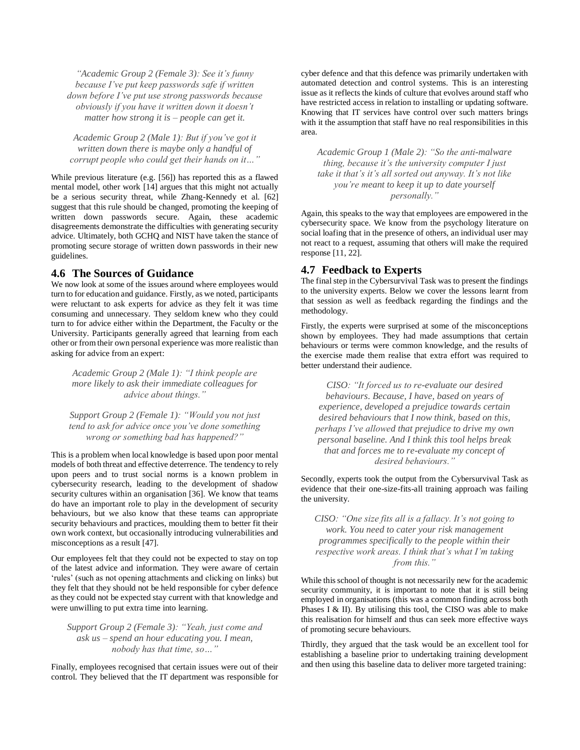*"Academic Group 2 (Female 3): See it's funny because I've put keep passwords safe if written down before I've put use strong passwords because obviously if you have it written down it doesn't matter how strong it is – people can get it.*

*Academic Group 2 (Male 1): But if you've got it written down there is maybe only a handful of corrupt people who could get their hands on it…"*

While previous literature (e.g. [56]) has reported this as a flawed mental model, other work [14] argues that this might not actually be a serious security threat, while Zhang-Kennedy et al. [62] suggest that this rule should be changed, promoting the keeping of written down passwords secure. Again, these academic disagreements demonstrate the difficulties with generating security advice. Ultimately, both GCHQ and NIST have taken the stance of promoting secure storage of written down passwords in their new guidelines.

## 4.6 The Sources of Guidance

We now look at some of the issues around where employees would turn to for education and guidance. Firstly, as we noted, participants were reluctant to ask experts for advice as they felt it was time consuming and unnecessary. They seldom knew who they could turn to for advice either within the Department, the Faculty or the University. Participants generally agreed that learning from each other or from their own personal experience was more realistic than asking for advice from an expert:

*Academic Group 2 (Male 1): "I think people are more likely to ask their immediate colleagues for advice about things."*

*Support Group 2 (Female 1): "Would you not just tend to ask for advice once you've done something wrong or something bad has happened?"*

This is a problem when local knowledge is based upon poor mental models of both threat and effective deterrence. The tendency to rely upon peers and to trust social norms is a known problem in cybersecurity research, leading to the development of shadow security cultures within an organisation [36]. We know that teams do have an important role to play in the development of security behaviours, but we also know that these teams can appropriate security behaviours and practices, moulding them to better fit their own work context, but occasionally introducing vulnerabilities and misconceptions as a result [47].

Our employees felt that they could not be expected to stay on top of the latest advice and information. They were aware of certain 'rules' (such as not opening attachments and clicking on links) but they felt that they should not be held responsible for cyber defence as they could not be expected stay current with that knowledge and were unwilling to put extra time into learning.

*Support Group 2 (Female 3): "Yeah, just come and ask us – spend an hour educating you. I mean, nobody has that time, so…"*

Finally, employees recognised that certain issues were out of their control. They believed that the IT department was responsible for cyber defence and that this defence was primarily undertaken with automated detection and control systems. This is an interesting issue as it reflects the kinds of culture that evolves around staff who have restricted access in relation to installing or updating software. Knowing that IT services have control over such matters brings with it the assumption that staff have no real responsibilities in this area.

*Academic Group 1 (Male 2): "So the anti-malware thing, because it's the university computer I just take it that's it's all sorted out anyway. It's not like you're meant to keep it up to date yourself personally."*

Again, this speaks to the way that employees are empowered in the cybersecurity space. We know from the psychology literature on social loafing that in the presence of others, an individual user may not react to a request, assuming that others will make the required response [11, 22].

## 4.7 Feedback to Experts

The final step in the Cybersurvival Task was to present the findings to the university experts. Below we cover the lessons learnt from that session as well as feedback regarding the findings and the methodology.

Firstly, the experts were surprised at some of the misconceptions shown by employees. They had made assumptions that certain behaviours or terms were common knowledge, and the results of the exercise made them realise that extra effort was required to better understand their audience.

*CISO: "It forced us to re-evaluate our desired behaviours. Because, I have, based on years of experience, developed a prejudice towards certain desired behaviours that I now think, based on this, perhaps I've allowed that prejudice to drive my own personal baseline. And I think this tool helps break that and forces me to re-evaluate my concept of desired behaviours."*

Secondly, experts took the output from the Cybersurvival Task as evidence that their one-size-fits-all training approach was failing the university.

*CISO: "One size fits all is a fallacy. It's not going to work. You need to cater your risk management programmes specifically to the people within their respective work areas. I think that's what I'm taking from this."*

While this school of thought is not necessarily new for the academic security community, it is important to note that it is still being employed in organisations (this was a common finding across both Phases I & II). By utilising this tool, the CISO was able to make this realisation for himself and thus can seek more effective ways of promoting secure behaviours.

Thirdly, they argued that the task would be an excellent tool for establishing a baseline prior to undertaking training development and then using this baseline data to deliver more targeted training: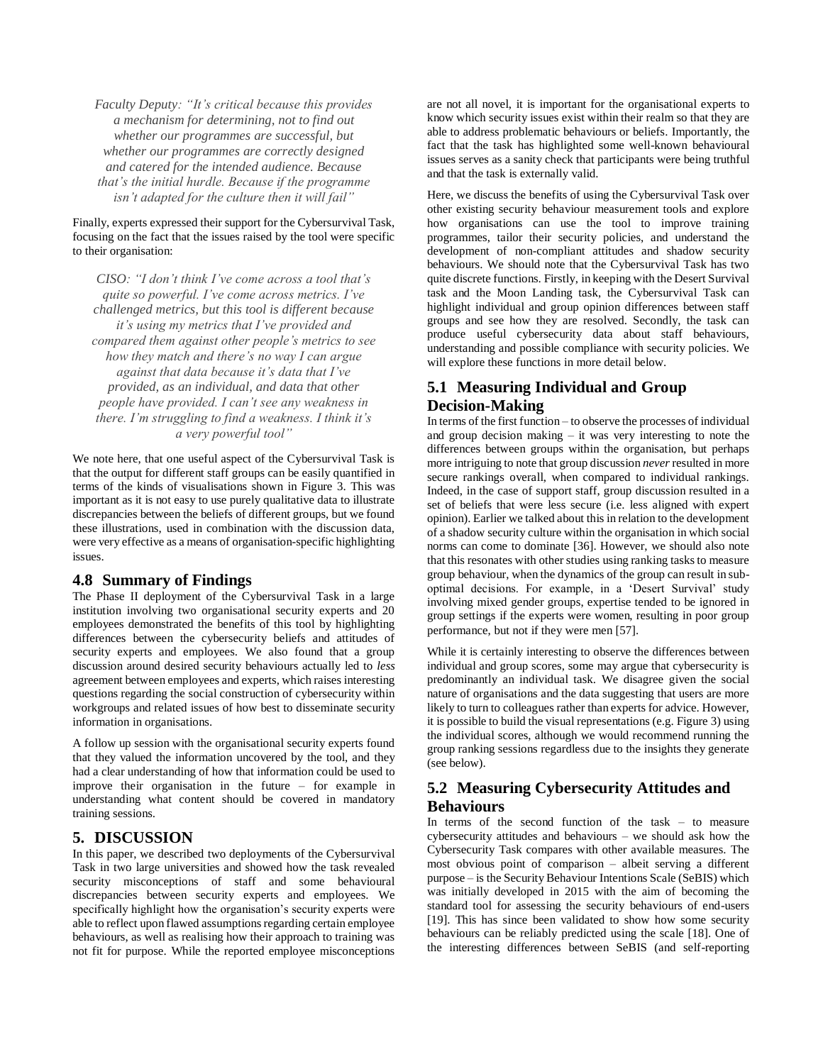*Faculty Deputy: "It's critical because this provides a mechanism for determining, not to find out whether our programmes are successful, but whether our programmes are correctly designed and catered for the intended audience. Because that's the initial hurdle. Because if the programme isn't adapted for the culture then it will fail"*

Finally, experts expressed their support for the Cybersurvival Task, focusing on the fact that the issues raised by the tool were specific to their organisation:

*CISO: "I don't think I've come across a tool that's quite so powerful. I've come across metrics. I've challenged metrics, but this tool is different because it's using my metrics that I've provided and compared them against other people's metrics to see how they match and there's no way I can argue against that data because it's data that I've provided, as an individual, and data that other people have provided. I can't see any weakness in there. I'm struggling to find a weakness. I think it's a very powerful tool"*

We note here, that one useful aspect of the Cybersurvival Task is that the output for different staff groups can be easily quantified in terms of the kinds of visualisations shown in Figure 3. This was important as it is not easy to use purely qualitative data to illustrate discrepancies between the beliefs of different groups, but we found these illustrations, used in combination with the discussion data, were very effective as a means of organisation-specific highlighting issues.

### 4.8 Summary of Findings

The Phase II deployment of the Cybersurvival Task in a large institution involving two organisational security experts and 20 employees demonstrated the benefits of this tool by highlighting differences between the cybersecurity beliefs and attitudes of security experts and employees. We also found that a group discussion around desired security behaviours actually led to *less* agreement between employees and experts, which raises interesting questions regarding the social construction of cybersecurity within workgroups and related issues of how best to disseminate security information in organisations.

A follow up session with the organisational security experts found that they valued the information uncovered by the tool, and they had a clear understanding of how that information could be used to improve their organisation in the future – for example in understanding what content should be covered in mandatory training sessions.

## 5. DISCUSSION

In this paper, we described two deployments of the Cybersurvival Task in two large universities and showed how the task revealed security misconceptions of staff and some behavioural discrepancies between security experts and employees. We specifically highlight how the organisation's security experts were able to reflect upon flawed assumptions regarding certain employee behaviours, as well as realising how their approach to training was not fit for purpose. While the reported employee misconceptions are not all novel, it is important for the organisational experts to know which security issues exist within their realm so that they are able to address problematic behaviours or beliefs. Importantly, the fact that the task has highlighted some well-known behavioural issues serves as a sanity check that participants were being truthful and that the task is externally valid.

Here, we discuss the benefits of using the Cybersurvival Task over other existing security behaviour measurement tools and explore how organisations can use the tool to improve training programmes, tailor their security policies, and understand the development of non-compliant attitudes and shadow security behaviours. We should note that the Cybersurvival Task has two quite discrete functions. Firstly, in keeping with the Desert Survival task and the Moon Landing task, the Cybersurvival Task can highlight individual and group opinion differences between staff groups and see how they are resolved. Secondly, the task can produce useful cybersecurity data about staff behaviours, understanding and possible compliance with security policies. We will explore these functions in more detail below.

### 5.1 Measuring Individual and Group Decision-Making

In terms of the first function – to observe the processes of individual and group decision making – it was very interesting to note the differences between groups within the organisation, but perhaps more intriguing to note that group discussion *never* resulted in more secure rankings overall, when compared to individual rankings. Indeed, in the case of support staff, group discussion resulted in a set of beliefs that were less secure (i.e. less aligned with expert opinion). Earlier we talked about this in relation to the development of a shadow security culture within the organisation in which social norms can come to dominate [36]. However, we should also note that this resonates with other studies using ranking tasks to measure group behaviour, when the dynamics of the group can result in sub-optimal decisions. For example, in a 'Desert Survival' study involving mixed gender groups, expertise tended to be ignored in group settings if the experts were women, resulting in poor group performance, but not if they were men [57].

While it is certainly interesting to observe the differences between individual and group scores, some may argue that cybersecurity is predominantly an individual task. We disagree given the social nature of organisations and the data suggesting that users are more likely to turn to colleagues rather than experts for advice. However, it is possible to build the visual representations (e.g. Figure 3) using the individual scores, although we would recommend running the group ranking sessions regardless due to the insights they generate (see below).

### 5.2 Measuring Cybersecurity Attitudes and Behaviours

In terms of the second function of the task – to measure cybersecurity attitudes and behaviours – we should ask how the Cybersecurity Task compares with other available measures. The most obvious point of comparison – albeit serving a different purpose – is the Security Behaviour Intentions Scale (SeBIS) which was initially developed in 2015 with the aim of becoming the standard tool for assessing the security behaviours of end-users [19]. This has since been validated to show how some security behaviours can be reliably predicted using the scale [18]. One of the interesting differences between SeBIS (and self-reporting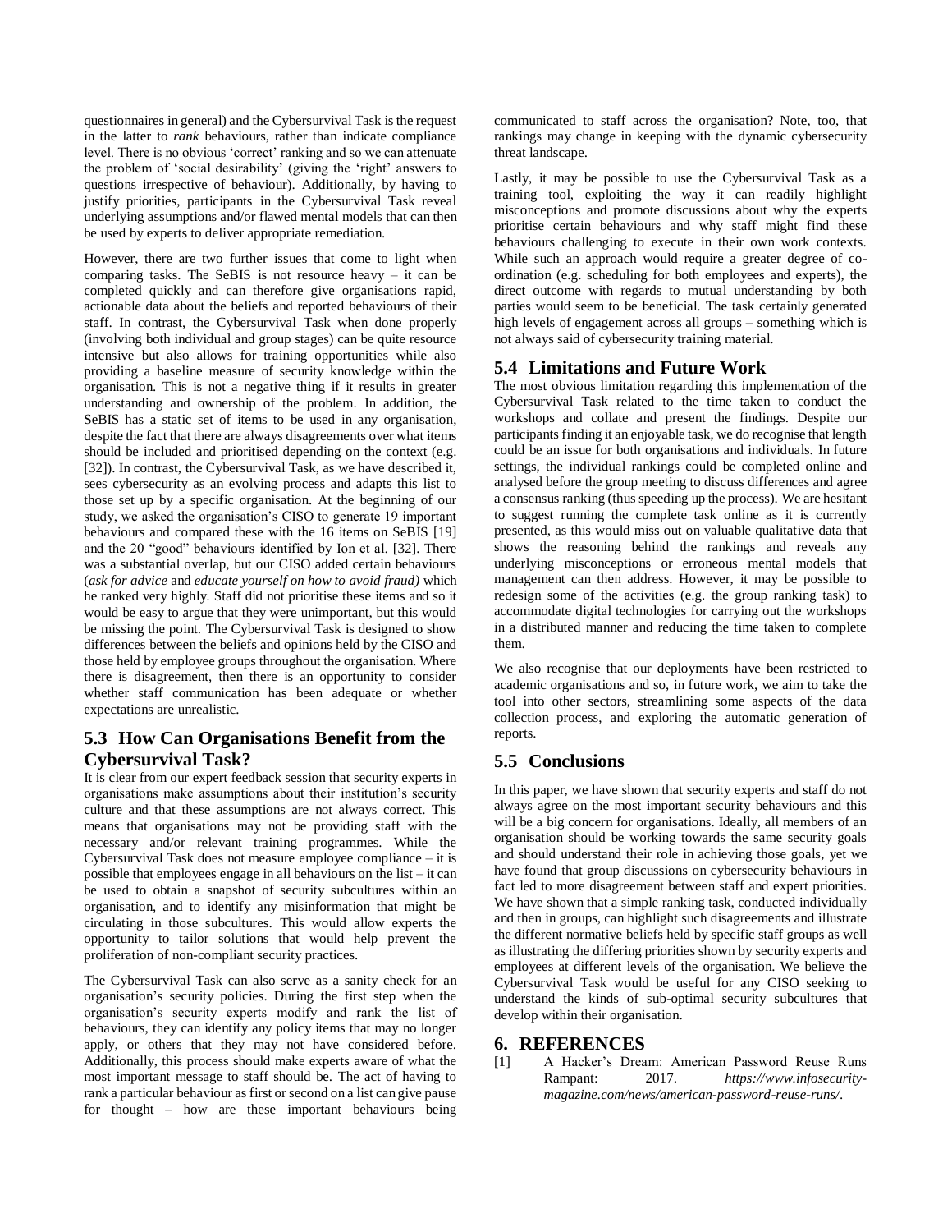questionnaires in general) and the Cybersurvival Task is the request in the latter to *rank* behaviours, rather than indicate compliance level. There is no obvious 'correct' ranking and so we can attenuate the problem of 'social desirability' (giving the 'right' answers to questions irrespective of behaviour). Additionally, by having to justify priorities, participants in the Cybersurvival Task reveal underlying assumptions and/or flawed mental models that can then be used by experts to deliver appropriate remediation.

However, there are two further issues that come to light when comparing tasks. The SeBIS is not resource heavy – it can be completed quickly and can therefore give organisations rapid, actionable data about the beliefs and reported behaviours of their staff. In contrast, the Cybersurvival Task when done properly (involving both individual and group stages) can be quite resource intensive but also allows for training opportunities while also providing a baseline measure of security knowledge within the organisation. This is not a negative thing if it results in greater understanding and ownership of the problem. In addition, the SeBIS has a static set of items to be used in any organisation, despite the fact that there are always disagreements over what items should be included and prioritised depending on the context (e.g. [32]). In contrast, the Cybersurvival Task, as we have described it, sees cybersecurity as an evolving process and adapts this list to those set up by a specific organisation. At the beginning of our study, we asked the organisation's CISO to generate 19 important behaviours and compared these with the 16 items on SeBIS [19] and the 20 "good" behaviours identified by Ion et al. [32]. There was a substantial overlap, but our CISO added certain behaviours (*ask for advice* and *educate yourself on how to avoid fraud)* which he ranked very highly. Staff did not prioritise these items and so it would be easy to argue that they were unimportant, but this would be missing the point. The Cybersurvival Task is designed to show differences between the beliefs and opinions held by the CISO and those held by employee groups throughout the organisation. Where there is disagreement, then there is an opportunity to consider whether staff communication has been adequate or whether expectations are unrealistic.

## 5.3 How Can Organisations Benefit from the Cybersurvival Task?

It is clear from our expert feedback session that security experts in organisations make assumptions about their institution's security culture and that these assumptions are not always correct. This means that organisations may not be providing staff with the necessary and/or relevant training programmes. While the Cybersurvival Task does not measure employee compliance – it is possible that employees engage in all behaviours on the list – it can be used to obtain a snapshot of security subcultures within an organisation, and to identify any misinformation that might be circulating in those subcultures. This would allow experts the opportunity to tailor solutions that would help prevent the proliferation of non-compliant security practices.

The Cybersurvival Task can also serve as a sanity check for an organisation's security policies. During the first step when the organisation's security experts modify and rank the list of behaviours, they can identify any policy items that may no longer apply, or others that they may not have considered before. Additionally, this process should make experts aware of what the most important message to staff should be. The act of having to rank a particular behaviour as first or second on a list can give pause for thought – how are these important behaviours being communicated to staff across the organisation? Note, too, that rankings may change in keeping with the dynamic cybersecurity threat landscape.

Lastly, it may be possible to use the Cybersurvival Task as a training tool, exploiting the way it can readily highlight misconceptions and promote discussions about why the experts prioritise certain behaviours and why staff might find these behaviours challenging to execute in their own work contexts. While such an approach would require a greater degree of co-ordination (e.g. scheduling for both employees and experts), the direct outcome with regards to mutual understanding by both parties would seem to be beneficial. The task certainly generated high levels of engagement across all groups – something which is not always said of cybersecurity training material.

## 5.4 Limitations and Future Work

The most obvious limitation regarding this implementation of the Cybersurvival Task related to the time taken to conduct the workshops and collate and present the findings. Despite our participants finding it an enjoyable task, we do recognise that length could be an issue for both organisations and individuals. In future settings, the individual rankings could be completed online and analysed before the group meeting to discuss differences and agree a consensus ranking (thus speeding up the process). We are hesitant to suggest running the complete task online as it is currently presented, as this would miss out on valuable qualitative data that shows the reasoning behind the rankings and reveals any underlying misconceptions or erroneous mental models that management can then address. However, it may be possible to redesign some of the activities (e.g. the group ranking task) to accommodate digital technologies for carrying out the workshops in a distributed manner and reducing the time taken to complete them.

We also recognise that our deployments have been restricted to academic organisations and so, in future work, we aim to take the tool into other sectors, streamlining some aspects of the data collection process, and exploring the automatic generation of reports.

## 5.5 Conclusions

In this paper, we have shown that security experts and staff do not always agree on the most important security behaviours and this will be a big concern for organisations. Ideally, all members of an organisation should be working towards the same security goals and should understand their role in achieving those goals, yet we have found that group discussions on cybersecurity behaviours in fact led to more disagreement between staff and expert priorities. We have shown that a simple ranking task, conducted individually and then in groups, can highlight such disagreements and illustrate the different normative beliefs held by specific staff groups as well as illustrating the differing priorities shown by security experts and employees at different levels of the organisation. We believe the Cybersurvival Task would be useful for any CISO seeking to understand the kinds of sub-optimal security subcultures that develop within their organisation.

# 6. REFERENCES

[1] A Hacker's Dream: American Password Reuse Runs Rampant: 2017. *https://www.infosecurity-magazine.com/news/american-password-reuse-runs/*.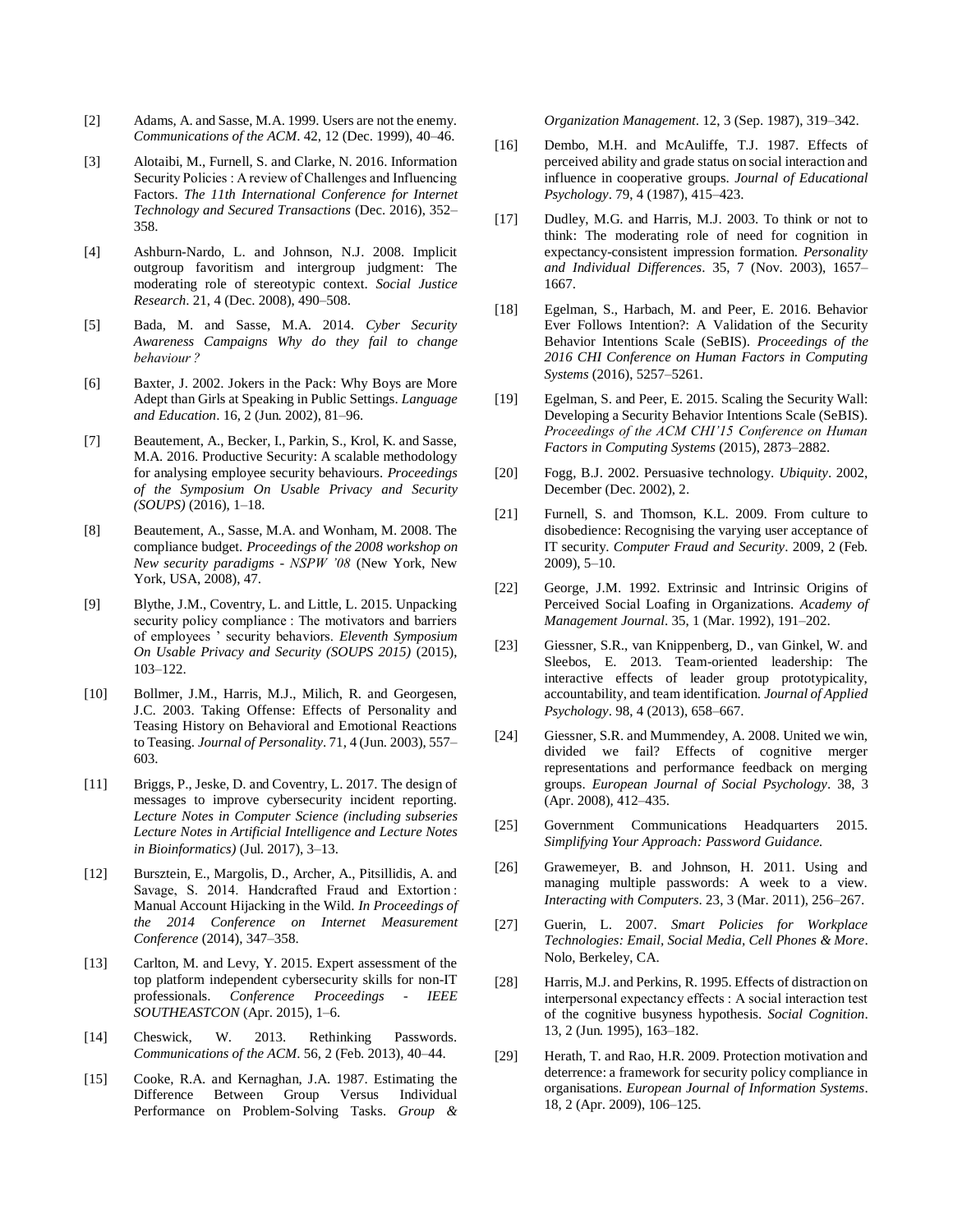[2] Adams, A. and Sasse, M.A. 1999. Users are not the enemy. *Communications of the ACM*. 42, 12 (Dec. 1999), 40–46.

[3] Alotaibi, M., Furnell, S. and Clarke, N. 2016. Information Security Policies : A review of Challenges and Influencing Factors. *The 11th International Conference for Internet Technology and Secured Transactions* (Dec. 2016), 352–358.

[4] Ashburn-Nardo, L. and Johnson, N.J. 2008. Implicit outgroup favoritism and intergroup judgment: The moderating role of stereotypic context. *Social Justice Research*. 21, 4 (Dec. 2008), 490–508.

[5] Bada, M. and Sasse, M.A. 2014. *Cyber Security Awareness Campaigns Why do they fail to change behaviour ?*

[6] Baxter, J. 2002. Jokers in the Pack: Why Boys are More Adept than Girls at Speaking in Public Settings. *Language and Education*. 16, 2 (Jun. 2002), 81–96.

[7] Beautement, A., Becker, I., Parkin, S., Krol, K. and Sasse, M.A. 2016. Productive Security: A scalable methodology for analysing employee security behaviours. *Proceedings of the Symposium On Usable Privacy and Security (SOUPS)* (2016), 1–18.

[8] Beautement, A., Sasse, M.A. and Wonham, M. 2008. The compliance budget. *Proceedings of the 2008 workshop on New security paradigms - NSPW '08* (New York, New York, USA, 2008), 47.

[9] Blythe, J.M., Coventry, L. and Little, L. 2015. Unpacking security policy compliance : The motivators and barriers of employees ' security behaviors. *Eleventh Symposium On Usable Privacy and Security (SOUPS 2015)* (2015), 103–122.

[10] Bollmer, J.M., Harris, M.J., Milich, R. and Georgesen, J.C. 2003. Taking Offense: Effects of Personality and Teasing History on Behavioral and Emotional Reactions to Teasing. *Journal of Personality*. 71, 4 (Jun. 2003), 557–603.

[11] Briggs, P., Jeske, D. and Coventry, L. 2017. The design of messages to improve cybersecurity incident reporting. *Lecture Notes in Computer Science (including subseries Lecture Notes in Artificial Intelligence and Lecture Notes in Bioinformatics)* (Jul. 2017), 3–13.

[12] Bursztein, E., Margolis, D., Archer, A., Pitsillidis, A. and Savage, S. 2014. Handcrafted Fraud and Extortion : Manual Account Hijacking in the Wild. *In Proceedings of the 2014 Conference on Internet Measurement Conference* (2014), 347–358.

[13] Carlton, M. and Levy, Y. 2015. Expert assessment of the top platform independent cybersecurity skills for non-IT professionals. *Conference Proceedings - IEEE SOUTHEASTCON* (Apr. 2015), 1–6.

[14] Cheswick, W. 2013. Rethinking Passwords. *Communications of the ACM*. 56, 2 (Feb. 2013), 40–44.

[15] Cooke, R.A. and Kernaghan, J.A. 1987. Estimating the Difference Between Group Versus Individual Performance on Problem-Solving Tasks. *Group & Organization Management*. 12, 3 (Sep. 1987), 319–342.

[16] Dembo, M.H. and McAuliffe, T.J. 1987. Effects of perceived ability and grade status on social interaction and influence in cooperative groups. *Journal of Educational Psychology*. 79, 4 (1987), 415–423.

[17] Dudley, M.G. and Harris, M.J. 2003. To think or not to think: The moderating role of need for cognition in expectancy-consistent impression formation. *Personality and Individual Differences*. 35, 7 (Nov. 2003), 1657–1667.

[18] Egelman, S., Harbach, M. and Peer, E. 2016. Behavior Ever Follows Intention?: A Validation of the Security Behavior Intentions Scale (SeBIS). *Proceedings of the 2016 CHI Conference on Human Factors in Computing Systems* (2016), 5257–5261.

[19] Egelman, S. and Peer, E. 2015. Scaling the Security Wall: Developing a Security Behavior Intentions Scale (SeBIS). *Proceedings of the ACM CHI'15 Conference on Human Factors in Computing Systems* (2015), 2873–2882.

[20] Fogg, B.J. 2002. Persuasive technology. *Ubiquity*. 2002, December (Dec. 2002), 2.

[21] Furnell, S. and Thomson, K.L. 2009. From culture to disobedience: Recognising the varying user acceptance of IT security. *Computer Fraud and Security*. 2009, 2 (Feb. 2009), 5–10.

[22] George, J.M. 1992. Extrinsic and Intrinsic Origins of Perceived Social Loafing in Organizations. *Academy of Management Journal*. 35, 1 (Mar. 1992), 191–202.

[23] Giessner, S.R., van Knippenberg, D., van Ginkel, W. and Sleebos, E. 2013. Team-oriented leadership: The interactive effects of leader group prototypicality, accountability, and team identification. *Journal of Applied Psychology*. 98, 4 (2013), 658–667.

[24] Giessner, S.R. and Mummendey, A. 2008. United we win, divided we fail? Effects of cognitive merger representations and performance feedback on merging groups. *European Journal of Social Psychology*. 38, 3 (Apr. 2008), 412–435.

[25] Government Communications Headquarters 2015. *Simplifying Your Approach: Password Guidance.*

[26] Grawemeyer, B. and Johnson, H. 2011. Using and managing multiple passwords: A week to a view. *Interacting with Computers*. 23, 3 (Mar. 2011), 256–267.

[27] Guerin, L. 2007. *Smart Policies for Workplace Technologies: Email, Social Media, Cell Phones & More*. Nolo, Berkeley, CA.

[28] Harris, M.J. and Perkins, R. 1995. Effects of distraction on interpersonal expectancy effects : A social interaction test of the cognitive busyness hypothesis. *Social Cognition*. 13, 2 (Jun. 1995), 163–182.

[29] Herath, T. and Rao, H.R. 2009. Protection motivation and deterrence: a framework for security policy compliance in organisations. *European Journal of Information Systems*. 18, 2 (Apr. 2009), 106–125.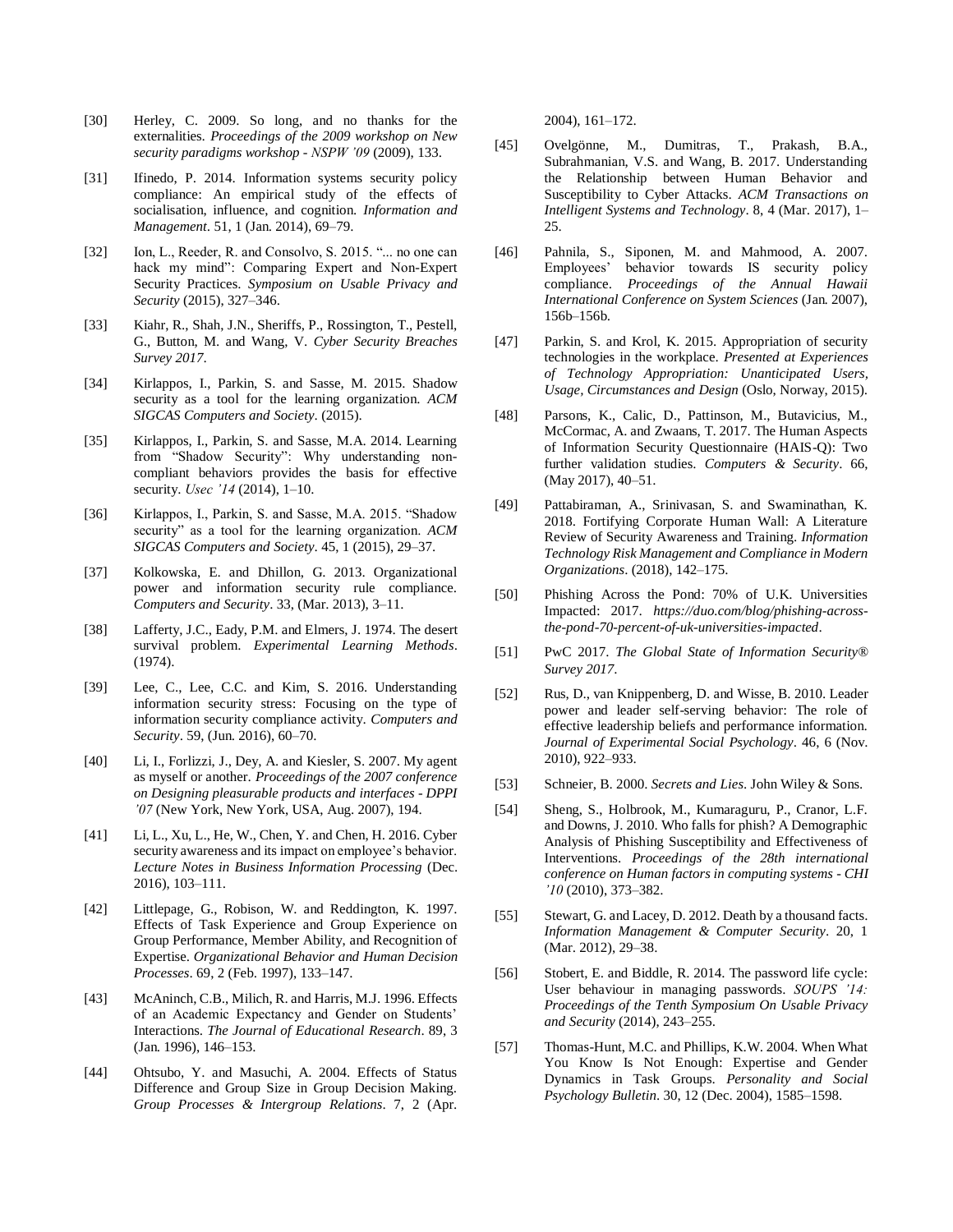[30] Herley, C. 2009. So long, and no thanks for the externalities. *Proceedings of the 2009 workshop on New security paradigms workshop - NSPW '09* (2009), 133.

[31] Ifinedo, P. 2014. Information systems security policy compliance: An empirical study of the effects of socialisation, influence, and cognition. *Information and Management*. 51, 1 (Jan. 2014), 69–79.

[32] Ion, L., Reeder, R. and Consolvo, S. 2015. "... no one can hack my mind": Comparing Expert and Non-Expert Security Practices. *Symposium on Usable Privacy and Security* (2015), 327–346.

[33] Kiahr, R., Shah, J.N., Sheriffs, P., Rossington, T., Pestell, G., Button, M. and Wang, V. *Cyber Security Breaches Survey 2017*.

[34] Kirlappos, I., Parkin, S. and Sasse, M. 2015. Shadow security as a tool for the learning organization. *ACM SIGCAS Computers and Society*. (2015).

[35] Kirlappos, I., Parkin, S. and Sasse, M.A. 2014. Learning from "Shadow Security": Why understanding non-compliant behaviors provides the basis for effective security. *Usec '14* (2014), 1–10.

[36] Kirlappos, I., Parkin, S. and Sasse, M.A. 2015. "Shadow security" as a tool for the learning organization. *ACM SIGCAS Computers and Society*. 45, 1 (2015), 29–37.

[37] Kolkowska, E. and Dhillon, G. 2013. Organizational power and information security rule compliance. *Computers and Security*. 33, (Mar. 2013), 3–11.

[38] Lafferty, J.C., Eady, P.M. and Elmers, J. 1974. The desert survival problem. *Experimental Learning Methods*. (1974).

[39] Lee, C., Lee, C.C. and Kim, S. 2016. Understanding information security stress: Focusing on the type of information security compliance activity. *Computers and Security*. 59, (Jun. 2016), 60–70.

[40] Li, I., Forlizzi, J., Dey, A. and Kiesler, S. 2007. My agent as myself or another. *Proceedings of the 2007 conference on Designing pleasurable products and interfaces - DPPI '07* (New York, New York, USA, Aug. 2007), 194.

[41] Li, L., Xu, L., He, W., Chen, Y. and Chen, H. 2016. Cyber security awareness and its impact on employee's behavior. *Lecture Notes in Business Information Processing* (Dec. 2016), 103–111.

[42] Littlepage, G., Robison, W. and Reddington, K. 1997. Effects of Task Experience and Group Experience on Group Performance, Member Ability, and Recognition of Expertise. *Organizational Behavior and Human Decision Processes*. 69, 2 (Feb. 1997), 133–147.

[43] McAninch, C.B., Milich, R. and Harris, M.J. 1996. Effects of an Academic Expectancy and Gender on Students' Interactions. *The Journal of Educational Research*. 89, 3 (Jan. 1996), 146–153.

[44] Ohtsubo, Y. and Masuchi, A. 2004. Effects of Status Difference and Group Size in Group Decision Making. *Group Processes & Intergroup Relations*. 7, 2 (Apr. 2004), 161–172.

[45] Ovelgönne, M., Dumitras, T., Prakash, B.A., Subrahmanian, V.S. and Wang, B. 2017. Understanding the Relationship between Human Behavior and Susceptibility to Cyber Attacks. *ACM Transactions on Intelligent Systems and Technology*. 8, 4 (Mar. 2017), 1–25.

[46] Pahnila, S., Siponen, M. and Mahmood, A. 2007. Employees' behavior towards IS security policy compliance. *Proceedings of the Annual Hawaii International Conference on System Sciences* (Jan. 2007), 156b–156b.

[47] Parkin, S. and Krol, K. 2015. Appropriation of security technologies in the workplace. *Presented at Experiences of Technology Appropriation: Unanticipated Users, Usage, Circumstances and Design* (Oslo, Norway, 2015).

[48] Parsons, K., Calic, D., Pattinson, M., Butavicius, M., McCormac, A. and Zwaans, T. 2017. The Human Aspects of Information Security Questionnaire (HAIS-Q): Two further validation studies. *Computers & Security*. 66, (May 2017), 40–51.

[49] Pattabiraman, A., Srinivasan, S. and Swaminathan, K. 2018. Fortifying Corporate Human Wall: A Literature Review of Security Awareness and Training. *Information Technology Risk Management and Compliance in Modern Organizations*. (2018), 142–175.

[50] Phishing Across the Pond: 70% of U.K. Universities Impacted: 2017. *https://duo.com/blog/phishing-across-the-pond-70-percent-of-uk-universities-impacted*.

[51] PwC 2017. *The Global State of Information Security® Survey 2017*.

[52] Rus, D., van Knippenberg, D. and Wisse, B. 2010. Leader power and leader self-serving behavior: The role of effective leadership beliefs and performance information. *Journal of Experimental Social Psychology*. 46, 6 (Nov. 2010), 922–933.

[53] Schneier, B. 2000. *Secrets and Lies*. John Wiley & Sons.

[54] Sheng, S., Holbrook, M., Kumaraguru, P., Cranor, L.F. and Downs, J. 2010. Who falls for phish? A Demographic Analysis of Phishing Susceptibility and Effectiveness of Interventions. *Proceedings of the 28th international conference on Human factors in computing systems - CHI '10* (2010), 373–382.

[55] Stewart, G. and Lacey, D. 2012. Death by a thousand facts. *Information Management & Computer Security*. 20, 1 (Mar. 2012), 29–38.

[56] Stobert, E. and Biddle, R. 2014. The password life cycle: User behaviour in managing passwords. *SOUPS '14: Proceedings of the Tenth Symposium On Usable Privacy and Security* (2014), 243–255.

[57] Thomas-Hunt, M.C. and Phillips, K.W. 2004. When What You Know Is Not Enough: Expertise and Gender Dynamics in Task Groups. *Personality and Social Psychology Bulletin*. 30, 12 (Dec. 2004), 1585–1598.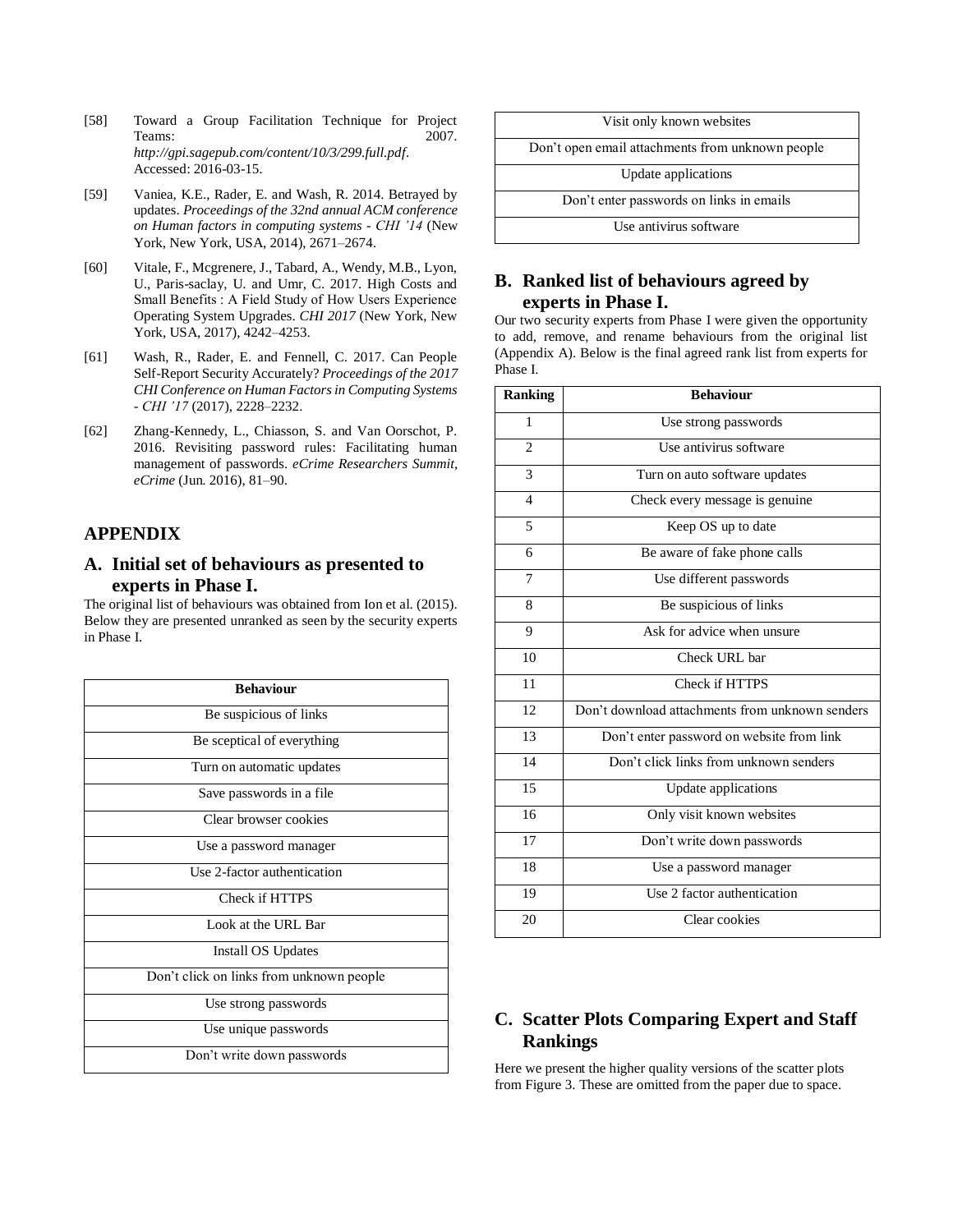[58] Toward a Group Facilitation Technique for Project Teams: 2007. *http://gpi.sagepub.com/content/10/3/299.full.pdf*. Accessed: 2016-03-15.

[59] Vaniea, K.E., Rader, E. and Wash, R. 2014. Betrayed by updates. *Proceedings of the 32nd annual ACM conference on Human factors in computing systems - CHI '14* (New York, New York, USA, 2014), 2671–2674.

[60] Vitale, F., Mcgrenere, J., Tabard, A., Wendy, M.B., Lyon, U., Paris-saclay, U. and Umr, C. 2017. High Costs and Small Benefits : A Field Study of How Users Experience Operating System Upgrades. *CHI 2017* (New York, New York, USA, 2017), 4242–4253.

[61] Wash, R., Rader, E. and Fennell, C. 2017. Can People Self-Report Security Accurately? *Proceedings of the 2017 CHI Conference on Human Factors in Computing Systems - CHI '17* (2017), 2228–2232.

[62] Zhang-Kennedy, L., Chiasson, S. and Van Oorschot, P. 2016. Revisiting password rules: Facilitating human management of passwords. *eCrime Researchers Summit, eCrime* (Jun. 2016), 81–90.

# APPENDIX

## A. Initial set of behaviours as presented to experts in Phase I.

The original list of behaviours was obtained from Ion et al. (2015). Below they are presented unranked as seen by the security experts in Phase I.

| Behaviour |
|---|
| Be suspicious of links |
| Be sceptical of everything |
| Turn on automatic updates |
| Save passwords in a file |
| Clear browser cookies |
| Use a password manager |
| Use 2-factor authentication |
| Check if HTTPS |
| Look at the URL Bar |
| Install OS Updates |
| Don't click on links from unknown people |
| Use strong passwords |
| Use unique passwords |
| Don't write down passwords |
| Visit only known websites |
| Don't open email attachments from unknown people |
| Update applications |
| Don't enter passwords on links in emails |
| Use antivirus software |

## B. Ranked list of behaviours agreed by experts in Phase I.

Our two security experts from Phase I were given the opportunity to add, remove, and rename behaviours from the original list (Appendix A). Below is the final agreed rank list from experts for Phase I.

| Ranking | Behaviour |
|---|---|
| 1 | Use strong passwords |
| 2 | Use antivirus software |
| 3 | Turn on auto software updates |
| 4 | Check every message is genuine |
| 5 | Keep OS up to date |
| 6 | Be aware of fake phone calls |
| 7 | Use different passwords |
| 8 | Be suspicious of links |
| 9 | Ask for advice when unsure |
| 10 | Check URL bar |
| 11 | Check if HTTPS |
| 12 | Don't download attachments from unknown senders |
| 13 | Don't enter password on website from link |
| 14 | Don't click links from unknown senders |
| 15 | Update applications |
| 16 | Only visit known websites |
| 17 | Don't write down passwords |
| 18 | Use a password manager |
| 19 | Use 2 factor authentication |
| 20 | Clear cookies |

## C. Scatter Plots Comparing Expert and Staff Rankings

Here we present the higher quality versions of the scatter plots from Figure 3. These are omitted from the paper due to space.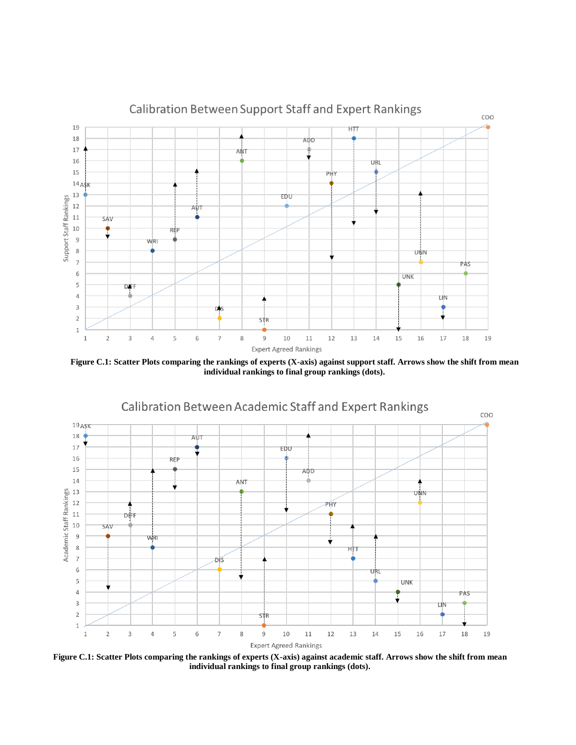Calibration Between Support Staff and Expert Rankings

COO

19
18
17
16
15
14
13
12
11
10
9
8
7
6
5
4
3
2
1

Support Staff Rankings

ASK
SAV
DIFF
WRI
REP
AUT
DIS
ANT
STR
EDU
ADD
PHY
HTT
URL
UNK
UNN
LIN
PAS

1 2 3 4 5 6 7 8 9 10 11 12 13 14 15 16 17 18 19

Expert Agreed Rankings

**Figure C.1: Scatter Plots comparing the rankings of experts (X-axis) against support staff. Arrows show the shift from mean individual rankings to final group rankings (dots).**

Calibration Between Academic Staff and Expert Rankings

COO

19
18
17
16
15
14
13
12
11
10
9
8
7
6
5
4
3
2
1

Academic Staff Rankings

ASK
SAV
DIFF
WRI
REP
AUT
DIS
ANT
STR
EDU
ADD
PHY
HTT
URL
UNK
UNN
LIN
PAS

1 2 3 4 5 6 7 8 9 10 11 12 13 14 15 16 17 18 19

Expert Agreed Rankings

**Figure C.1: Scatter Plots comparing the rankings of experts (X-axis) against academic staff. Arrows show the shift from mean individual rankings to final group rankings (dots).**